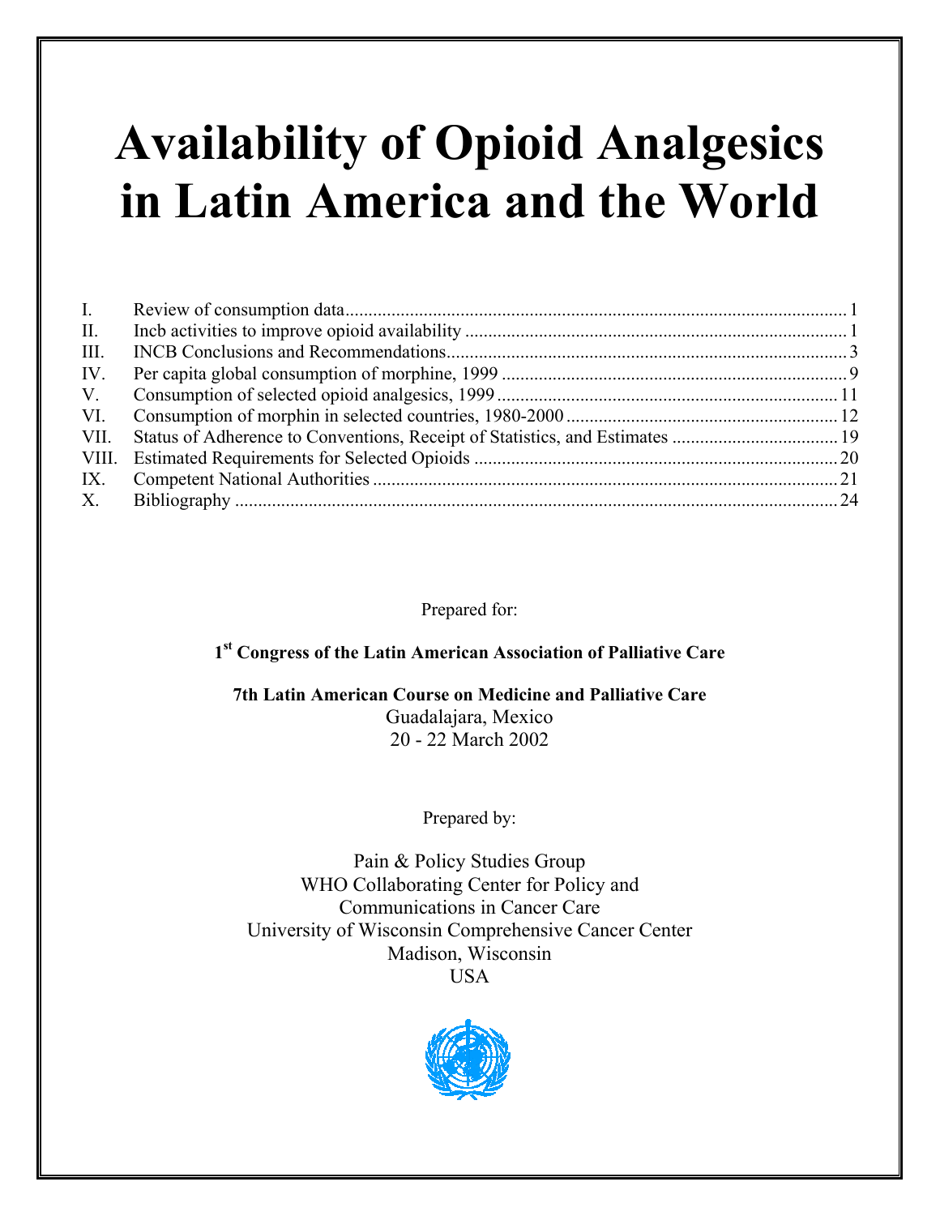# Availability of Opioid Analgesics in Latin America and the World

| | | |
|---|---|---|
| I. | Review of consumption data | 1 |
| II. | Incb activities to improve opioid availability | 1 |
| III. | INCB Conclusions and Recommendations | 3 |
| IV. | Per capita global consumption of morphine, 1999 | 9 |
| V. | Consumption of selected opioid analgesics, 1999 | 11 |
| VI. | Consumption of morphin in selected countries, 1980-2000 | 12 |
| VII. | Status of Adherence to Conventions, Receipt of Statistics, and Estimates | 19 |
| VIII. | Estimated Requirements for Selected Opioids | 20 |
| IX. | Competent National Authorities | 21 |
| X. | Bibliography | 24 |

Prepared for:

**1st Congress of the Latin American Association of Palliative Care**

**7th Latin American Course on Medicine and Palliative Care**
Guadalajara, Mexico
20 - 22 March 2002

Prepared by:

Pain & Policy Studies Group
WHO Collaborating Center for Policy and
Communications in Cancer Care
University of Wisconsin Comprehensive Cancer Center
Madison, Wisconsin
USA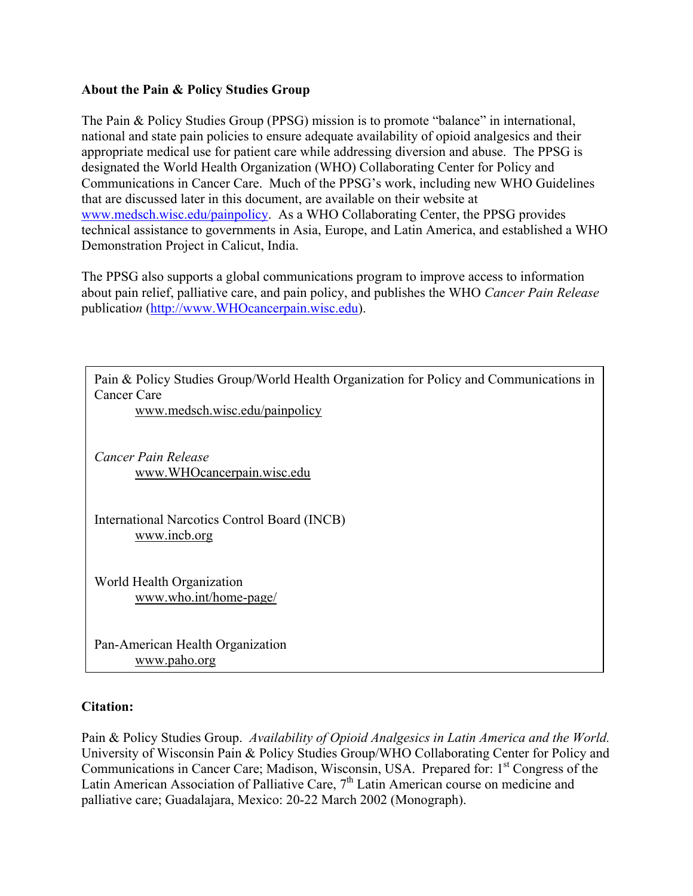**About the Pain & Policy Studies Group**

The Pain & Policy Studies Group (PPSG) mission is to promote "balance" in international, national and state pain policies to ensure adequate availability of opioid analgesics and their appropriate medical use for patient care while addressing diversion and abuse. The PPSG is designated the World Health Organization (WHO) Collaborating Center for Policy and Communications in Cancer Care. Much of the PPSG's work, including new WHO Guidelines that are discussed later in this document, are available on their website at www.medsch.wisc.edu/painpolicy. As a WHO Collaborating Center, the PPSG provides technical assistance to governments in Asia, Europe, and Latin America, and established a WHO Demonstration Project in Calicut, India.

The PPSG also supports a global communications program to improve access to information about pain relief, palliative care, and pain policy, and publishes the WHO *Cancer Pain Release* publicatio*n* (http://www.WHOcancerpain.wisc.edu).

Pain & Policy Studies Group/World Health Organization for Policy and Communications in Cancer Care
www.medsch.wisc.edu/painpolicy

*Cancer Pain Release*
www.WHOcancerpain.wisc.edu

International Narcotics Control Board (INCB)
www.incb.org

World Health Organization
www.who.int/home-page/

Pan-American Health Organization
www.paho.org

**Citation:**

Pain & Policy Studies Group. *Availability of Opioid Analgesics in Latin America and the World.* University of Wisconsin Pain & Policy Studies Group/WHO Collaborating Center for Policy and Communications in Cancer Care; Madison, Wisconsin, USA. Prepared for: 1st Congress of the Latin American Association of Palliative Care, 7th Latin American course on medicine and palliative care; Guadalajara, Mexico: 20-22 March 2002 (Monograph).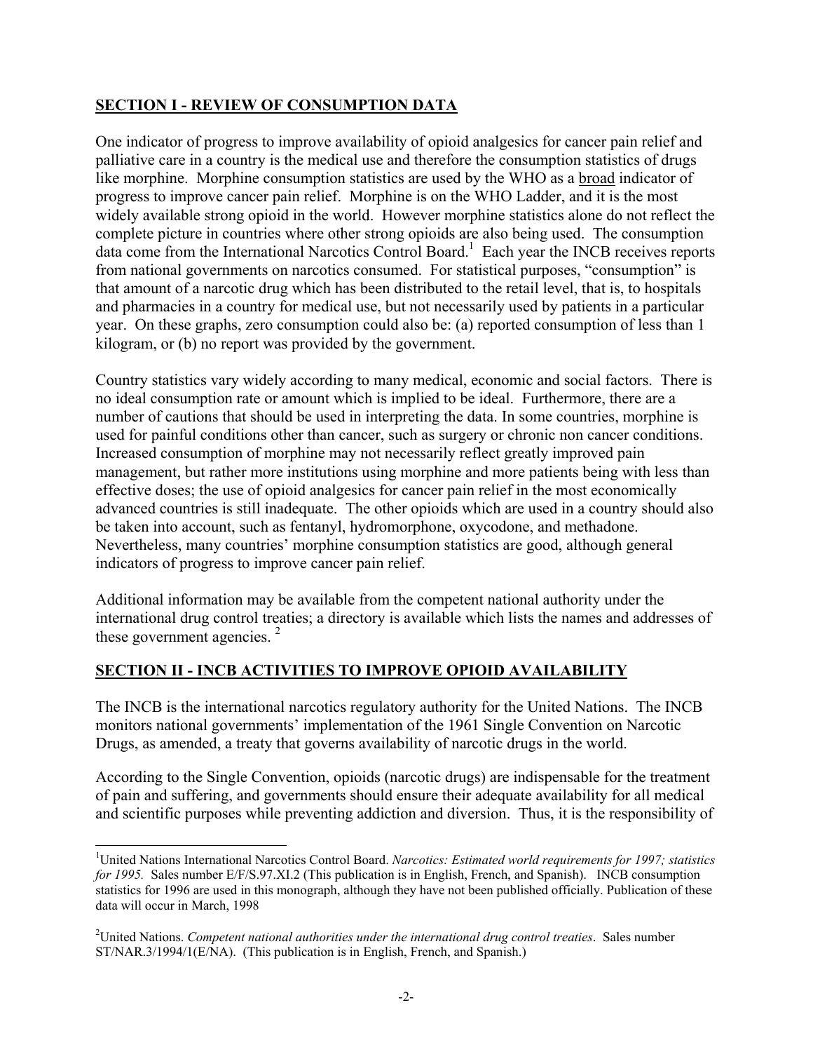## SECTION I - REVIEW OF CONSUMPTION DATA

One indicator of progress to improve availability of opioid analgesics for cancer pain relief and palliative care in a country is the medical use and therefore the consumption statistics of drugs like morphine. Morphine consumption statistics are used by the WHO as a broad indicator of progress to improve cancer pain relief. Morphine is on the WHO Ladder, and it is the most widely available strong opioid in the world. However morphine statistics alone do not reflect the complete picture in countries where other strong opioids are also being used. The consumption data come from the International Narcotics Control Board.[1] Each year the INCB receives reports from national governments on narcotics consumed. For statistical purposes, "consumption" is that amount of a narcotic drug which has been distributed to the retail level, that is, to hospitals and pharmacies in a country for medical use, but not necessarily used by patients in a particular year. On these graphs, zero consumption could also be: (a) reported consumption of less than 1 kilogram, or (b) no report was provided by the government.

Country statistics vary widely according to many medical, economic and social factors. There is no ideal consumption rate or amount which is implied to be ideal. Furthermore, there are a number of cautions that should be used in interpreting the data. In some countries, morphine is used for painful conditions other than cancer, such as surgery or chronic non cancer conditions. Increased consumption of morphine may not necessarily reflect greatly improved pain management, but rather more institutions using morphine and more patients being with less than effective doses; the use of opioid analgesics for cancer pain relief in the most economically advanced countries is still inadequate. The other opioids which are used in a country should also be taken into account, such as fentanyl, hydromorphone, oxycodone, and methadone. Nevertheless, many countries' morphine consumption statistics are good, although general indicators of progress to improve cancer pain relief.

Additional information may be available from the competent national authority under the international drug control treaties; a directory is available which lists the names and addresses of these government agencies.[2]

## SECTION II - INCB ACTIVITIES TO IMPROVE OPIOID AVAILABILITY

The INCB is the international narcotics regulatory authority for the United Nations. The INCB monitors national governments' implementation of the 1961 Single Convention on Narcotic Drugs, as amended, a treaty that governs availability of narcotic drugs in the world.

According to the Single Convention, opioids (narcotic drugs) are indispensable for the treatment of pain and suffering, and governments should ensure their adequate availability for all medical and scientific purposes while preventing addiction and diversion. Thus, it is the responsibility of

---

[1] United Nations International Narcotics Control Board. *Narcotics: Estimated world requirements for 1997; statistics for 1995.* Sales number E/F/S.97.XI.2 (This publication is in English, French, and Spanish). INCB consumption statistics for 1996 are used in this monograph, although they have not been published officially. Publication of these data will occur in March, 1998

[2] United Nations. *Competent national authorities under the international drug control treaties*. Sales number ST/NAR.3/1994/1(E/NA). (This publication is in English, French, and Spanish.)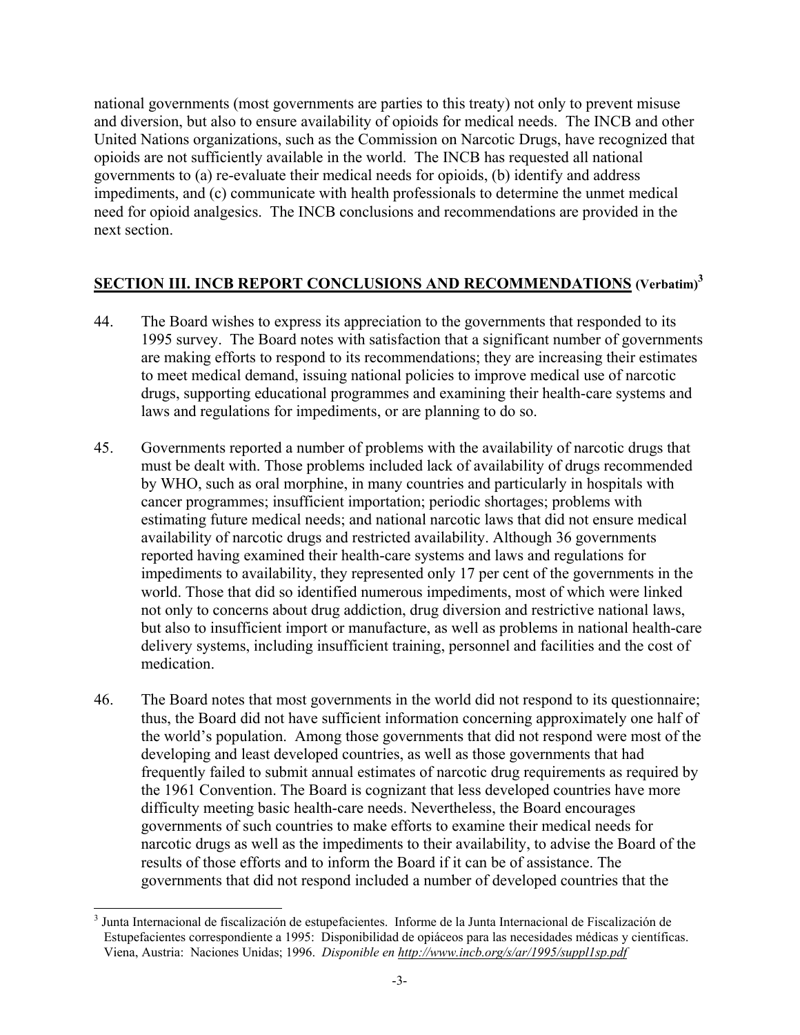national governments (most governments are parties to this treaty) not only to prevent misuse and diversion, but also to ensure availability of opioids for medical needs. The INCB and other United Nations organizations, such as the Commission on Narcotic Drugs, have recognized that opioids are not sufficiently available in the world. The INCB has requested all national governments to (a) re-evaluate their medical needs for opioids, (b) identify and address impediments, and (c) communicate with health professionals to determine the unmet medical need for opioid analgesics. The INCB conclusions and recommendations are provided in the next section.

## SECTION III. INCB REPORT CONCLUSIONS AND RECOMMENDATIONS (Verbatim)[3]

44. The Board wishes to express its appreciation to the governments that responded to its 1995 survey. The Board notes with satisfaction that a significant number of governments are making efforts to respond to its recommendations; they are increasing their estimates to meet medical demand, issuing national policies to improve medical use of narcotic drugs, supporting educational programmes and examining their health-care systems and laws and regulations for impediments, or are planning to do so.

45. Governments reported a number of problems with the availability of narcotic drugs that must be dealt with. Those problems included lack of availability of drugs recommended by WHO, such as oral morphine, in many countries and particularly in hospitals with cancer programmes; insufficient importation; periodic shortages; problems with estimating future medical needs; and national narcotic laws that did not ensure medical availability of narcotic drugs and restricted availability. Although 36 governments reported having examined their health-care systems and laws and regulations for impediments to availability, they represented only 17 per cent of the governments in the world. Those that did so identified numerous impediments, most of which were linked not only to concerns about drug addiction, drug diversion and restrictive national laws, but also to insufficient import or manufacture, as well as problems in national health-care delivery systems, including insufficient training, personnel and facilities and the cost of medication.

46. The Board notes that most governments in the world did not respond to its questionnaire; thus, the Board did not have sufficient information concerning approximately one half of the world's population. Among those governments that did not respond were most of the developing and least developed countries, as well as those governments that had frequently failed to submit annual estimates of narcotic drug requirements as required by the 1961 Convention. The Board is cognizant that less developed countries have more difficulty meeting basic health-care needs. Nevertheless, the Board encourages governments of such countries to make efforts to examine their medical needs for narcotic drugs as well as the impediments to their availability, to advise the Board of the results of those efforts and to inform the Board if it can be of assistance. The governments that did not respond included a number of developed countries that the

---

[3] Junta Internacional de fiscalización de estupefacientes. Informe de la Junta Internacional de Fiscalización de Estupefacientes correspondiente a 1995: Disponibilidad de opiáceos para las necesidades médicas y científicas. Viena, Austria: Naciones Unidas; 1996. *Disponible en http://www.incb.org/s/ar/1995/suppl1sp.pdf*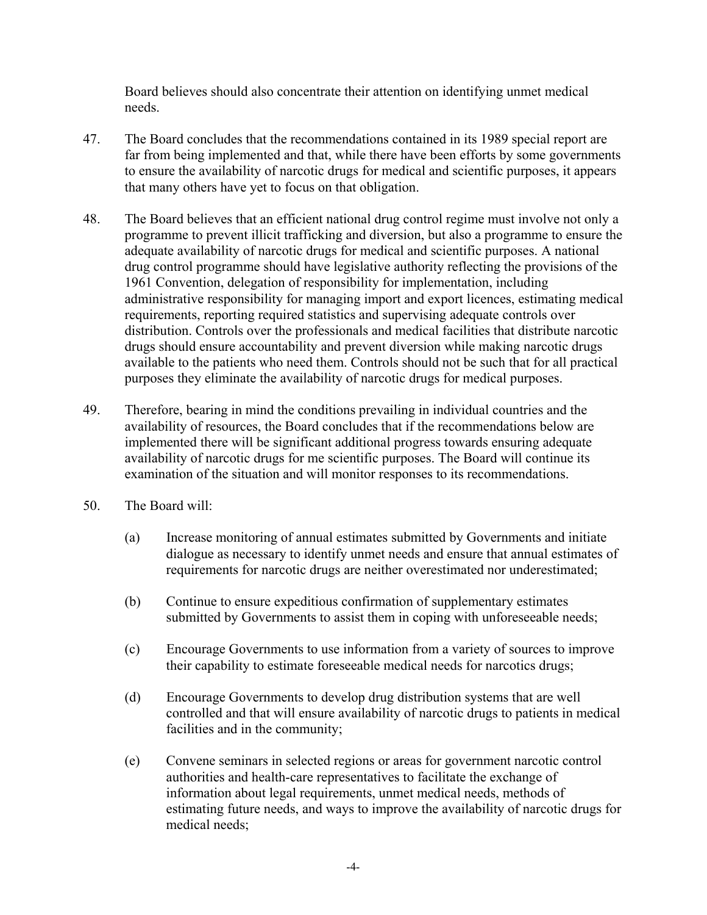Board believes should also concentrate their attention on identifying unmet medical needs.

47. The Board concludes that the recommendations contained in its 1989 special report are far from being implemented and that, while there have been efforts by some governments to ensure the availability of narcotic drugs for medical and scientific purposes, it appears that many others have yet to focus on that obligation.

48. The Board believes that an efficient national drug control regime must involve not only a programme to prevent illicit trafficking and diversion, but also a programme to ensure the adequate availability of narcotic drugs for medical and scientific purposes. A national drug control programme should have legislative authority reflecting the provisions of the 1961 Convention, delegation of responsibility for implementation, including administrative responsibility for managing import and export licences, estimating medical requirements, reporting required statistics and supervising adequate controls over distribution. Controls over the professionals and medical facilities that distribute narcotic drugs should ensure accountability and prevent diversion while making narcotic drugs available to the patients who need them. Controls should not be such that for all practical purposes they eliminate the availability of narcotic drugs for medical purposes.

49. Therefore, bearing in mind the conditions prevailing in individual countries and the availability of resources, the Board concludes that if the recommendations below are implemented there will be significant additional progress towards ensuring adequate availability of narcotic drugs for me scientific purposes. The Board will continue its examination of the situation and will monitor responses to its recommendations.

50. The Board will:

    (a) Increase monitoring of annual estimates submitted by Governments and initiate dialogue as necessary to identify unmet needs and ensure that annual estimates of requirements for narcotic drugs are neither overestimated nor underestimated;

    (b) Continue to ensure expeditious confirmation of supplementary estimates submitted by Governments to assist them in coping with unforeseeable needs;

    (c) Encourage Governments to use information from a variety of sources to improve their capability to estimate foreseeable medical needs for narcotics drugs;

    (d) Encourage Governments to develop drug distribution systems that are well controlled and that will ensure availability of narcotic drugs to patients in medical facilities and in the community;

    (e) Convene seminars in selected regions or areas for government narcotic control authorities and health-care representatives to facilitate the exchange of information about legal requirements, unmet medical needs, methods of estimating future needs, and ways to improve the availability of narcotic drugs for medical needs;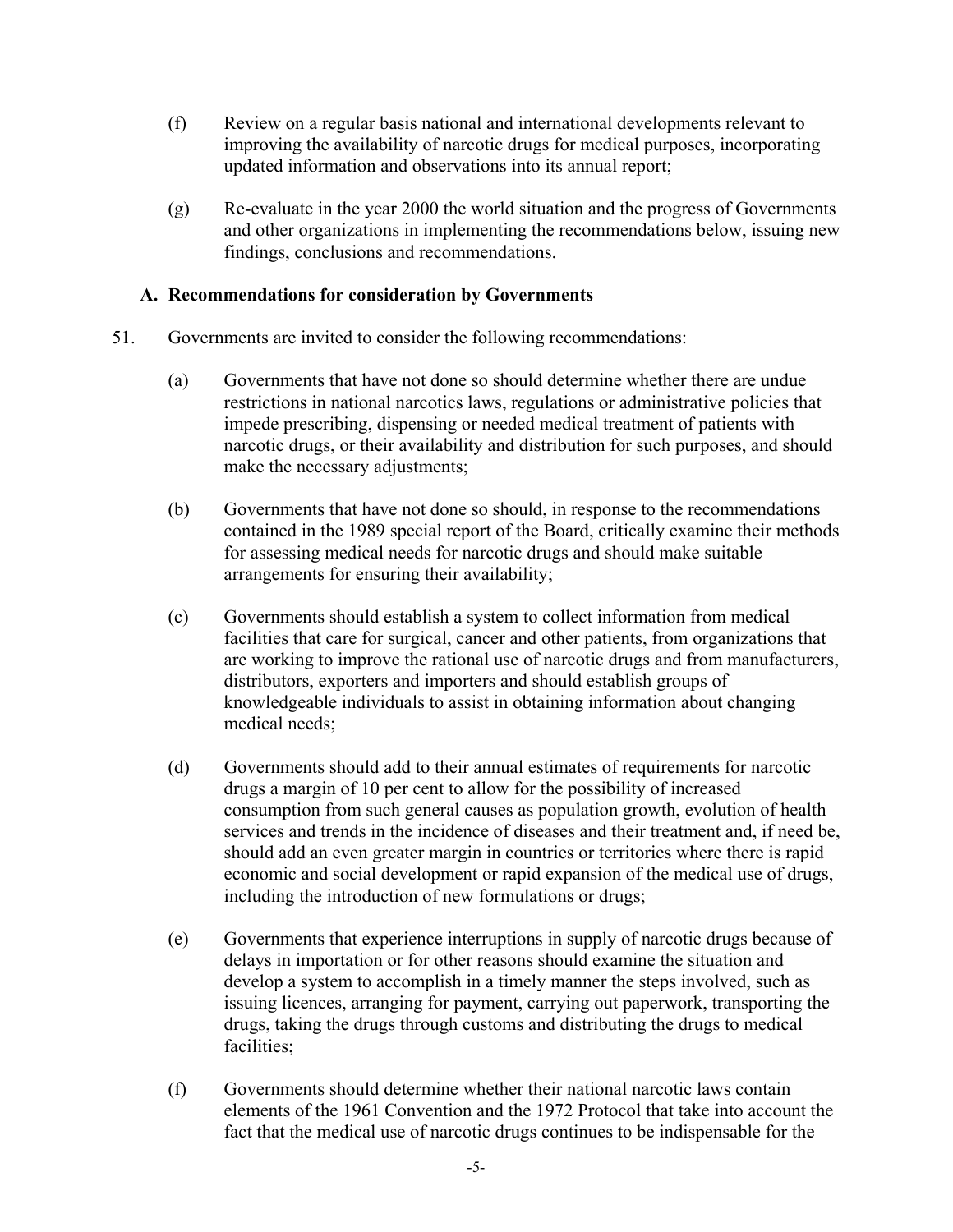(f) Review on a regular basis national and international developments relevant to improving the availability of narcotic drugs for medical purposes, incorporating updated information and observations into its annual report;

(g) Re-evaluate in the year 2000 the world situation and the progress of Governments and other organizations in implementing the recommendations below, issuing new findings, conclusions and recommendations.

### A. Recommendations for consideration by Governments

51. Governments are invited to consider the following recommendations:

(a) Governments that have not done so should determine whether there are undue restrictions in national narcotics laws, regulations or administrative policies that impede prescribing, dispensing or needed medical treatment of patients with narcotic drugs, or their availability and distribution for such purposes, and should make the necessary adjustments;

(b) Governments that have not done so should, in response to the recommendations contained in the 1989 special report of the Board, critically examine their methods for assessing medical needs for narcotic drugs and should make suitable arrangements for ensuring their availability;

(c) Governments should establish a system to collect information from medical facilities that care for surgical, cancer and other patients, from organizations that are working to improve the rational use of narcotic drugs and from manufacturers, distributors, exporters and importers and should establish groups of knowledgeable individuals to assist in obtaining information about changing medical needs;

(d) Governments should add to their annual estimates of requirements for narcotic drugs a margin of 10 per cent to allow for the possibility of increased consumption from such general causes as population growth, evolution of health services and trends in the incidence of diseases and their treatment and, if need be, should add an even greater margin in countries or territories where there is rapid economic and social development or rapid expansion of the medical use of drugs, including the introduction of new formulations or drugs;

(e) Governments that experience interruptions in supply of narcotic drugs because of delays in importation or for other reasons should examine the situation and develop a system to accomplish in a timely manner the steps involved, such as issuing licences, arranging for payment, carrying out paperwork, transporting the drugs, taking the drugs through customs and distributing the drugs to medical facilities;

(f) Governments should determine whether their national narcotic laws contain elements of the 1961 Convention and the 1972 Protocol that take into account the fact that the medical use of narcotic drugs continues to be indispensable for the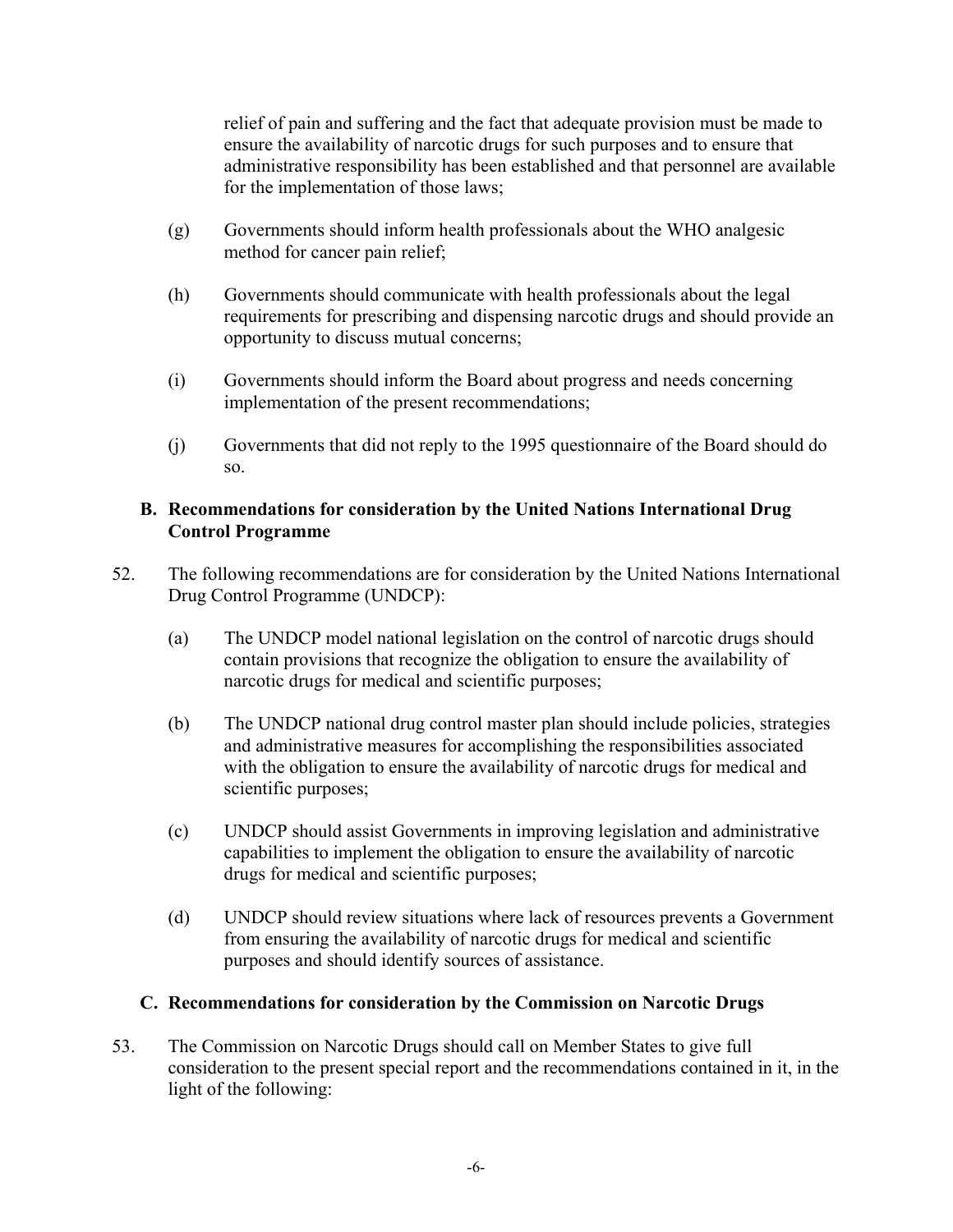relief of pain and suffering and the fact that adequate provision must be made to ensure the availability of narcotic drugs for such purposes and to ensure that administrative responsibility has been established and that personnel are available for the implementation of those laws;

(g) Governments should inform health professionals about the WHO analgesic method for cancer pain relief;

(h) Governments should communicate with health professionals about the legal requirements for prescribing and dispensing narcotic drugs and should provide an opportunity to discuss mutual concerns;

(i) Governments should inform the Board about progress and needs concerning implementation of the present recommendations;

(j) Governments that did not reply to the 1995 questionnaire of the Board should do so.

## B. Recommendations for consideration by the United Nations International Drug Control Programme

52. The following recommendations are for consideration by the United Nations International Drug Control Programme (UNDCP):

(a) The UNDCP model national legislation on the control of narcotic drugs should contain provisions that recognize the obligation to ensure the availability of narcotic drugs for medical and scientific purposes;

(b) The UNDCP national drug control master plan should include policies, strategies and administrative measures for accomplishing the responsibilities associated with the obligation to ensure the availability of narcotic drugs for medical and scientific purposes;

(c) UNDCP should assist Governments in improving legislation and administrative capabilities to implement the obligation to ensure the availability of narcotic drugs for medical and scientific purposes;

(d) UNDCP should review situations where lack of resources prevents a Government from ensuring the availability of narcotic drugs for medical and scientific purposes and should identify sources of assistance.

## C. Recommendations for consideration by the Commission on Narcotic Drugs

53. The Commission on Narcotic Drugs should call on Member States to give full consideration to the present special report and the recommendations contained in it, in the light of the following: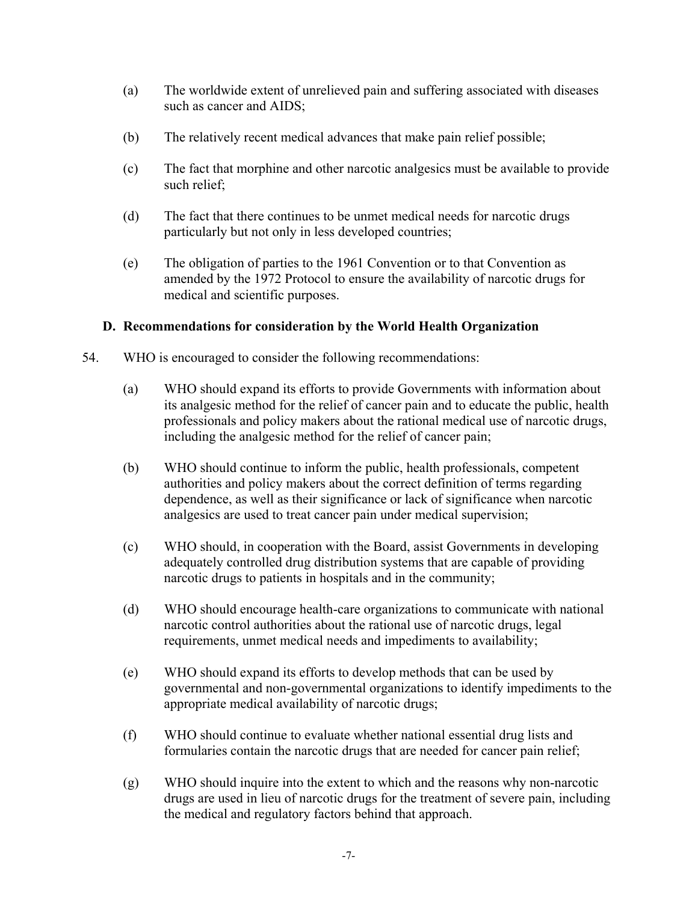(a) The worldwide extent of unrelieved pain and suffering associated with diseases such as cancer and AIDS;

(b) The relatively recent medical advances that make pain relief possible;

(c) The fact that morphine and other narcotic analgesics must be available to provide such relief;

(d) The fact that there continues to be unmet medical needs for narcotic drugs particularly but not only in less developed countries;

(e) The obligation of parties to the 1961 Convention or to that Convention as amended by the 1972 Protocol to ensure the availability of narcotic drugs for medical and scientific purposes.

### D. Recommendations for consideration by the World Health Organization

54. WHO is encouraged to consider the following recommendations:

(a) WHO should expand its efforts to provide Governments with information about its analgesic method for the relief of cancer pain and to educate the public, health professionals and policy makers about the rational medical use of narcotic drugs, including the analgesic method for the relief of cancer pain;

(b) WHO should continue to inform the public, health professionals, competent authorities and policy makers about the correct definition of terms regarding dependence, as well as their significance or lack of significance when narcotic analgesics are used to treat cancer pain under medical supervision;

(c) WHO should, in cooperation with the Board, assist Governments in developing adequately controlled drug distribution systems that are capable of providing narcotic drugs to patients in hospitals and in the community;

(d) WHO should encourage health-care organizations to communicate with national narcotic control authorities about the rational use of narcotic drugs, legal requirements, unmet medical needs and impediments to availability;

(e) WHO should expand its efforts to develop methods that can be used by governmental and non-governmental organizations to identify impediments to the appropriate medical availability of narcotic drugs;

(f) WHO should continue to evaluate whether national essential drug lists and formularies contain the narcotic drugs that are needed for cancer pain relief;

(g) WHO should inquire into the extent to which and the reasons why non-narcotic drugs are used in lieu of narcotic drugs for the treatment of severe pain, including the medical and regulatory factors behind that approach.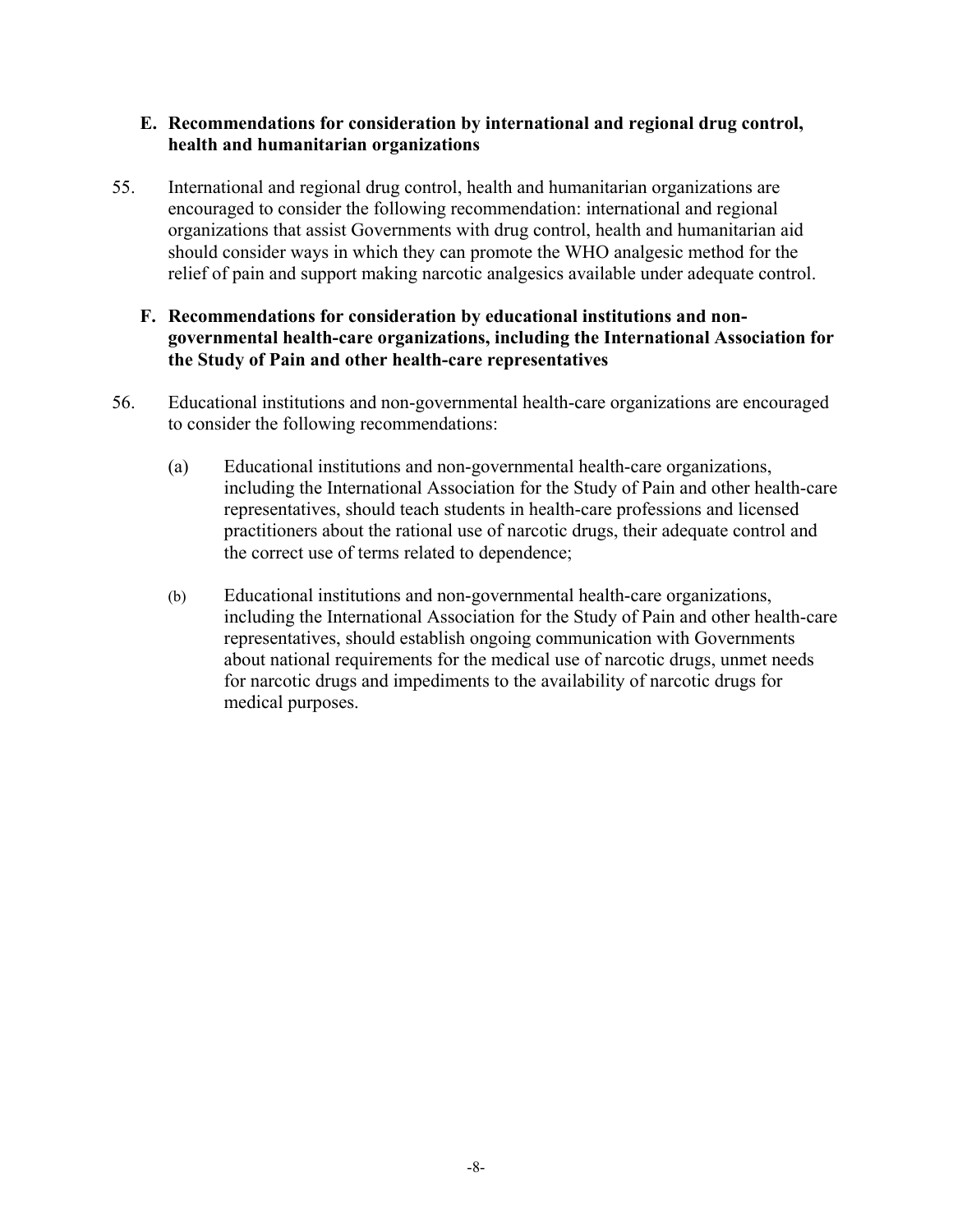### E. Recommendations for consideration by international and regional drug control, health and humanitarian organizations

55. International and regional drug control, health and humanitarian organizations are encouraged to consider the following recommendation: international and regional organizations that assist Governments with drug control, health and humanitarian aid should consider ways in which they can promote the WHO analgesic method for the relief of pain and support making narcotic analgesics available under adequate control.

### F. Recommendations for consideration by educational institutions and non-governmental health-care organizations, including the International Association for the Study of Pain and other health-care representatives

56. Educational institutions and non-governmental health-care organizations are encouraged to consider the following recommendations:

   (a) Educational institutions and non-governmental health-care organizations, including the International Association for the Study of Pain and other health-care representatives, should teach students in health-care professions and licensed practitioners about the rational use of narcotic drugs, their adequate control and the correct use of terms related to dependence;

   (b) Educational institutions and non-governmental health-care organizations, including the International Association for the Study of Pain and other health-care representatives, should establish ongoing communication with Governments about national requirements for the medical use of narcotic drugs, unmet needs for narcotic drugs and impediments to the availability of narcotic drugs for medical purposes.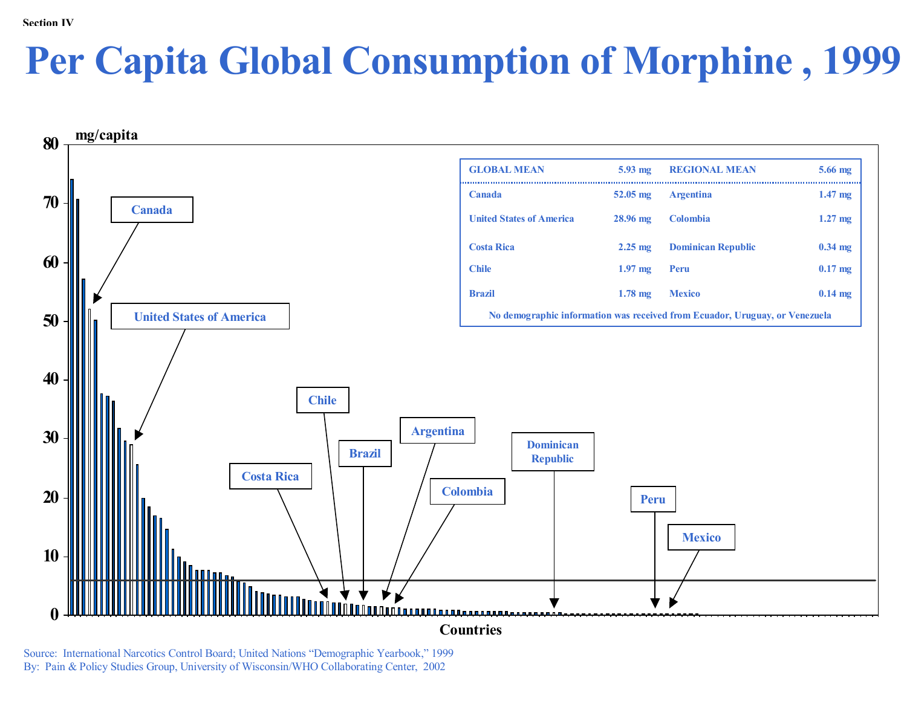Section IV

# Per Capita Global Consumption of Morphine , 1999

mg/capita

| GLOBAL MEAN | 5.93 mg | REGIONAL MEAN | 5.66 mg |
|---|---|---|---|
| Canada | 52.05 mg | Argentina | 1.47 mg |
| United States of America | 28.96 mg | Colombia | 1.27 mg |
| Costa Rica | 2.25 mg | Dominican Republic | 0.34 mg |
| Chile | 1.97 mg | Peru | 0.17 mg |
| Brazil | 1.78 mg | Mexico | 0.14 mg |

No demographic information was received from Ecuador, Uruguay, or Venezuela

Countries

Source: International Narcotics Control Board; United Nations "Demographic Yearbook," 1999
By: Pain & Policy Studies Group, University of Wisconsin/WHO Collaborating Center, 2002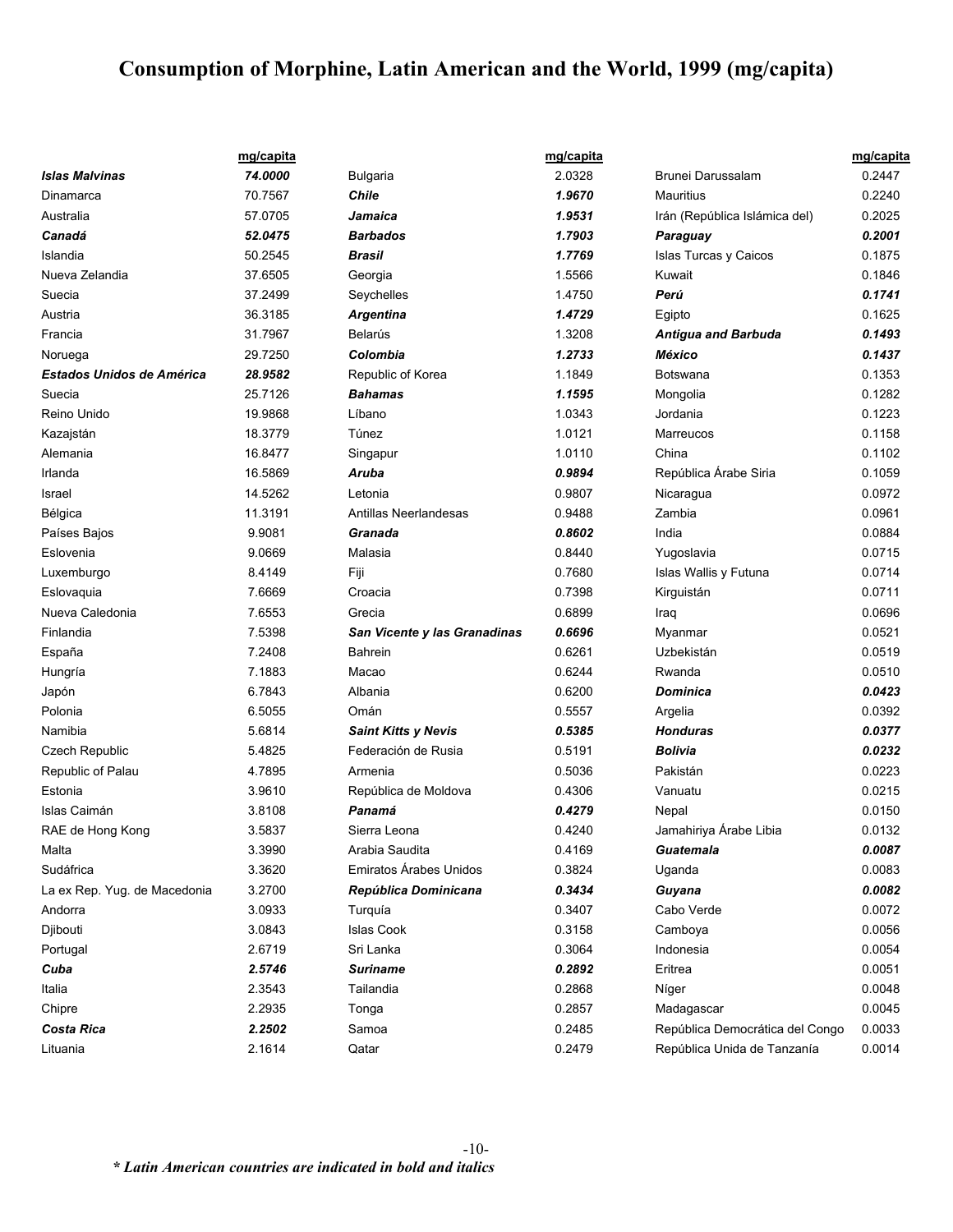# Consumption of Morphine, Latin American and the World, 1999 (mg/capita)

| | mg/capita | | mg/capita | | mg/capita |
|---|---|---|---|---|---|
| ***Islas Malvinas*** | ***74.0000*** | Bulgaria | 2.0328 | Brunei Darussalam | 0.2447 |
| Dinamarca | 70.7567 | ***Chile*** | ***1.9670*** | Mauritius | 0.2240 |
| Australia | 57.0705 | ***Jamaica*** | ***1.9531*** | Irán (República Islámica del) | 0.2025 |
| ***Canadá*** | ***52.0475*** | ***Barbados*** | ***1.7903*** | ***Paraguay*** | ***0.2001*** |
| Islandia | 50.2545 | ***Brasil*** | ***1.7769*** | Islas Turcas y Caicos | 0.1875 |
| Nueva Zelandia | 37.6505 | Georgia | 1.5566 | Kuwait | 0.1846 |
| Suecia | 37.2499 | Seychelles | 1.4750 | ***Perú*** | ***0.1741*** |
| Austria | 36.3185 | ***Argentina*** | ***1.4729*** | Egipto | 0.1625 |
| Francia | 31.7967 | Belarús | 1.3208 | ***Antigua and Barbuda*** | ***0.1493*** |
| Noruega | 29.7250 | ***Colombia*** | ***1.2733*** | ***México*** | ***0.1437*** |
| ***Estados Unidos de América*** | ***28.9582*** | Republic of Korea | 1.1849 | Botswana | 0.1353 |
| Suecia | 25.7126 | ***Bahamas*** | ***1.1595*** | Mongolia | 0.1282 |
| Reino Unido | 19.9868 | Líbano | 1.0343 | Jordania | 0.1223 |
| Kazajstán | 18.3779 | Túnez | 1.0121 | Marreucos | 0.1158 |
| Alemania | 16.8477 | Singapur | 1.0110 | China | 0.1102 |
| Irlanda | 16.5869 | ***Aruba*** | ***0.9894*** | República Árabe Siria | 0.1059 |
| Israel | 14.5262 | Letonia | 0.9807 | Nicaragua | 0.0972 |
| Bélgica | 11.3191 | Antillas Neerlandesas | 0.9488 | Zambia | 0.0961 |
| Países Bajos | 9.9081 | ***Granada*** | ***0.8602*** | India | 0.0884 |
| Eslovenia | 9.0669 | Malasia | 0.8440 | Yugoslavia | 0.0715 |
| Luxemburgo | 8.4149 | Fiji | 0.7680 | Islas Wallis y Futuna | 0.0714 |
| Eslovaquia | 7.6669 | Croacia | 0.7398 | Kirguistán | 0.0711 |
| Nueva Caledonia | 7.6553 | Grecia | 0.6899 | Iraq | 0.0696 |
| Finlandia | 7.5398 | ***San Vicente y las Granadinas*** | ***0.6696*** | Myanmar | 0.0521 |
| España | 7.2408 | Bahrein | 0.6261 | Uzbekistán | 0.0519 |
| Hungría | 7.1883 | Macao | 0.6244 | Rwanda | 0.0510 |
| Japón | 6.7843 | Albania | 0.6200 | ***Dominica*** | ***0.0423*** |
| Polonia | 6.5055 | Omán | 0.5557 | Argelia | 0.0392 |
| Namibia | 5.6814 | ***Saint Kitts y Nevis*** | ***0.5385*** | ***Honduras*** | ***0.0377*** |
| Czech Republic | 5.4825 | Federación de Rusia | 0.5191 | ***Bolivia*** | ***0.0232*** |
| Republic of Palau | 4.7895 | Armenia | 0.5036 | Pakistán | 0.0223 |
| Estonia | 3.9610 | República de Moldova | 0.4306 | Vanuatu | 0.0215 |
| Islas Caimán | 3.8108 | ***Panamá*** | ***0.4279*** | Nepal | 0.0150 |
| RAE de Hong Kong | 3.5837 | Sierra Leona | 0.4240 | Jamahiriya Árabe Libia | 0.0132 |
| Malta | 3.3990 | Arabia Saudita | 0.4169 | ***Guatemala*** | ***0.0087*** |
| Sudáfrica | 3.3620 | Emiratos Árabes Unidos | 0.3824 | Uganda | 0.0083 |
| La ex Rep. Yug. de Macedonia | 3.2700 | ***República Dominicana*** | ***0.3434*** | ***Guyana*** | ***0.0082*** |
| Andorra | 3.0933 | Turquía | 0.3407 | Cabo Verde | 0.0072 |
| Djibouti | 3.0843 | Islas Cook | 0.3158 | Camboya | 0.0056 |
| Portugal | 2.6719 | Sri Lanka | 0.3064 | Indonesia | 0.0054 |
| ***Cuba*** | ***2.5746*** | ***Suriname*** | ***0.2892*** | Eritrea | 0.0051 |
| Italia | 2.3543 | Tailandia | 0.2868 | Níger | 0.0048 |
| Chipre | 2.2935 | Tonga | 0.2857 | Madagascar | 0.0045 |
| ***Costa Rica*** | ***2.2502*** | Samoa | 0.2485 | República Democrática del Congo | 0.0033 |
| Lituania | 2.1614 | Qatar | 0.2479 | República Unida de Tanzanía | 0.0014 |

***\* Latin American countries are indicated in bold and italics***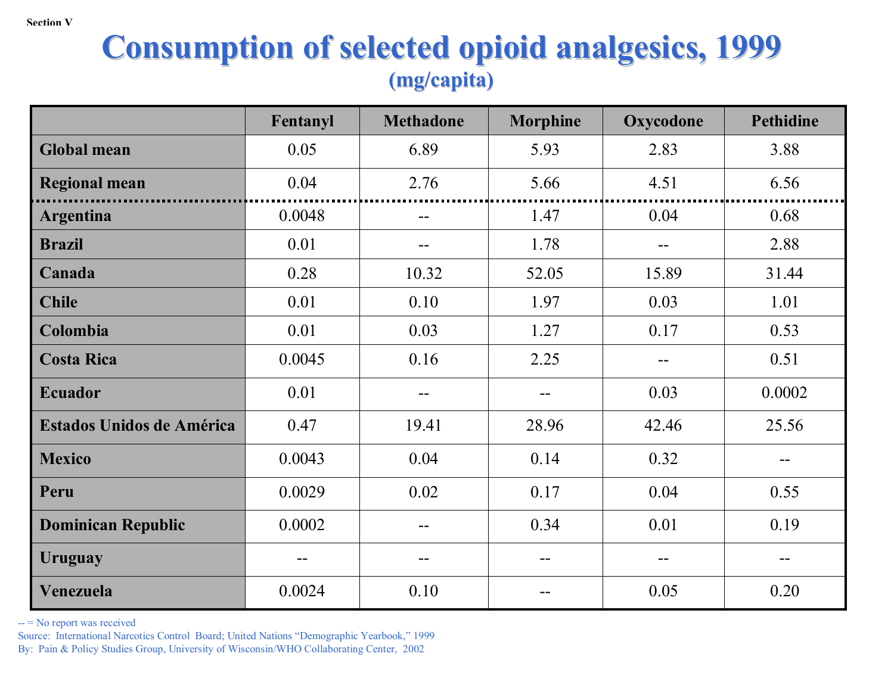Section V

# Consumption of selected opioid analgesics, 1999

## (mg/capita)

| | Fentanyl | Methadone | Morphine | Oxycodone | Pethidine |
|---|---|---|---|---|---|
| **Global mean** | 0.05 | 6.89 | 5.93 | 2.83 | 3.88 |
| **Regional mean** | 0.04 | 2.76 | 5.66 | 4.51 | 6.56 |
| **Argentina** | 0.0048 | -- | 1.47 | 0.04 | 0.68 |
| **Brazil** | 0.01 | -- | 1.78 | -- | 2.88 |
| **Canada** | 0.28 | 10.32 | 52.05 | 15.89 | 31.44 |
| **Chile** | 0.01 | 0.10 | 1.97 | 0.03 | 1.01 |
| **Colombia** | 0.01 | 0.03 | 1.27 | 0.17 | 0.53 |
| **Costa Rica** | 0.0045 | 0.16 | 2.25 | -- | 0.51 |
| **Ecuador** | 0.01 | -- | -- | 0.03 | 0.0002 |
| **Estados Unidos de América** | 0.47 | 19.41 | 28.96 | 42.46 | 25.56 |
| **Mexico** | 0.0043 | 0.04 | 0.14 | 0.32 | -- |
| **Peru** | 0.0029 | 0.02 | 0.17 | 0.04 | 0.55 |
| **Dominican Republic** | 0.0002 | -- | 0.34 | 0.01 | 0.19 |
| **Uruguay** | -- | -- | -- | -- | -- |
| **Venezuela** | 0.0024 | 0.10 | -- | 0.05 | 0.20 |

-- = No report was received

Source: International Narcotics Control Board; United Nations "Demographic Yearbook," 1999

By: Pain & Policy Studies Group, University of Wisconsin/WHO Collaborating Center, 2002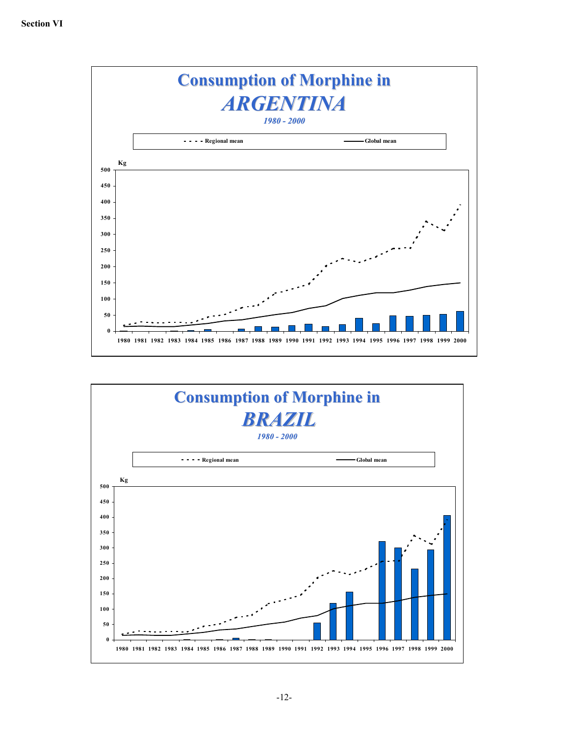## Consumption of Morphine in *ARGENTINA*

*1980 - 2000*

- - - - Regional mean ——— Global mean

Kg

500
450
400
350
300
250
200
150
100
50
0

1980 1981 1982 1983 1984 1985 1986 1987 1988 1989 1990 1991 1992 1993 1994 1995 1996 1997 1998 1999 2000

## Consumption of Morphine in *BRAZIL*

*1980 - 2000*

- - - - Regional mean ——— Global mean

Kg

500
450
400
350
300
250
200
150
100
50
0

1980 1981 1982 1983 1984 1985 1986 1987 1988 1989 1990 1991 1992 1993 1994 1995 1996 1997 1998 1999 2000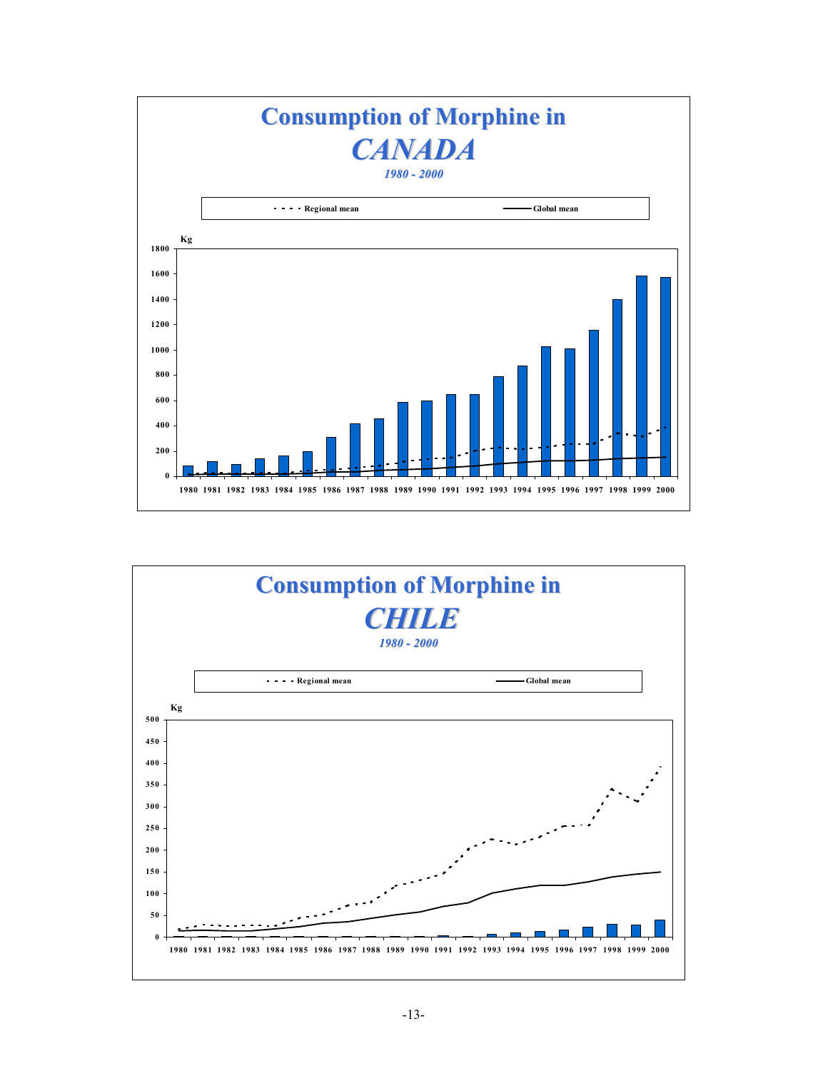# Consumption of Morphine in *CANADA*

*1980 - 2000*

- - - - Regional mean ——— Global mean

Kg

1800
1600
1400
1200
1000
800
600
400
200
0

1980 1981 1982 1983 1984 1985 1986 1987 1988 1989 1990 1991 1992 1993 1994 1995 1996 1997 1998 1999 2000

# Consumption of Morphine in *CHILE*

*1980 - 2000*

- - - - Regional mean ——— Global mean

Kg

500
450
400
350
300
250
200
150
100
50
0

1980 1981 1982 1983 1984 1985 1986 1987 1988 1989 1990 1991 1992 1993 1994 1995 1996 1997 1998 1999 2000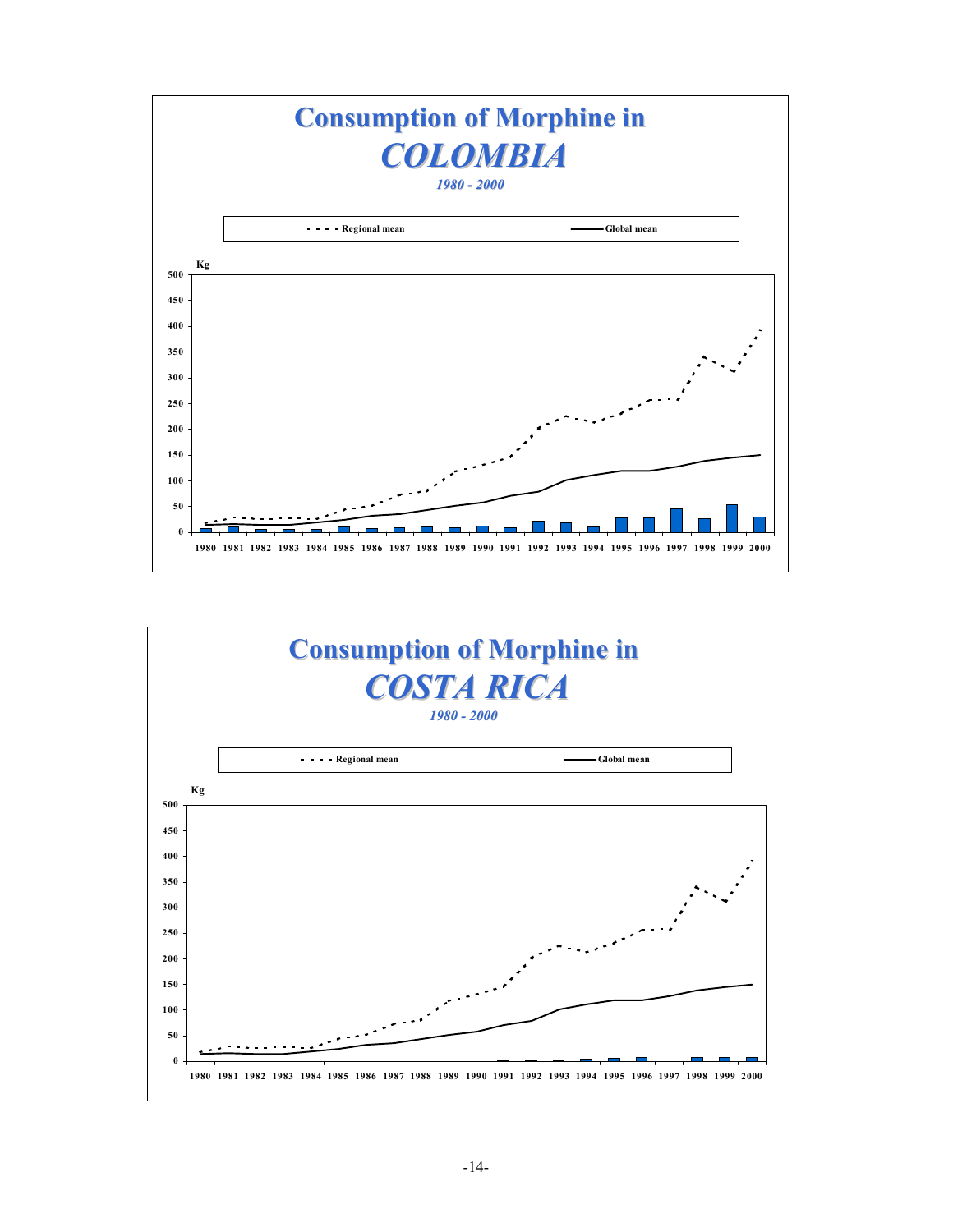# Consumption of Morphine in *COLOMBIA*

*1980 - 2000*

- - - - Regional mean ——— Global mean

Kg

500, 450, 400, 350, 300, 250, 200, 150, 100, 50, 0

1980 1981 1982 1983 1984 1985 1986 1987 1988 1989 1990 1991 1992 1993 1994 1995 1996 1997 1998 1999 2000

# Consumption of Morphine in *COSTA RICA*

*1980 - 2000*

- - - - Regional mean ——— Global mean

Kg

500, 450, 400, 350, 300, 250, 200, 150, 100, 50, 0

1980 1981 1982 1983 1984 1985 1986 1987 1988 1989 1990 1991 1992 1993 1994 1995 1996 1997 1998 1999 2000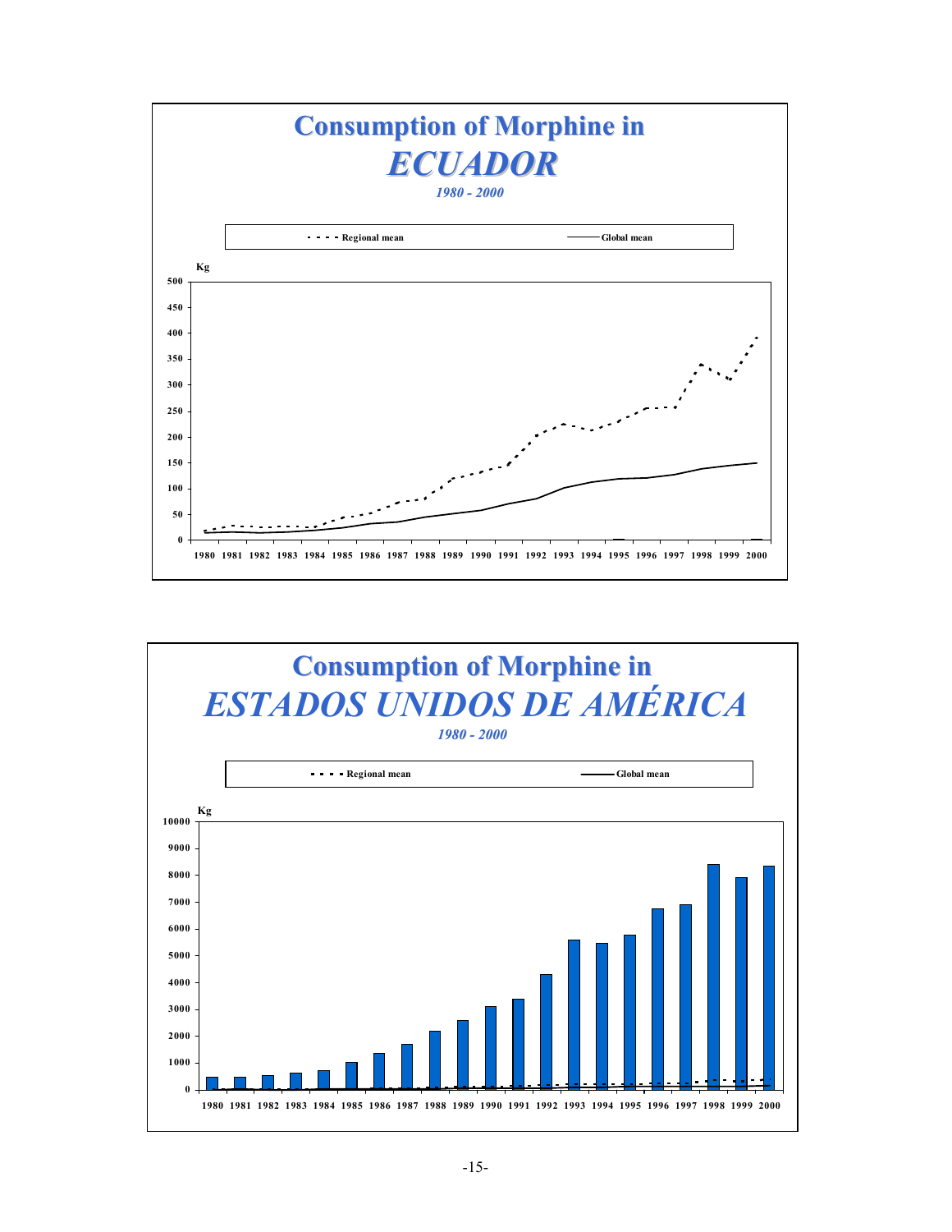## Consumption of Morphine in
## *ECUADOR*
*1980 - 2000*

- - - - Regional mean ——— Global mean

Kg

500, 450, 400, 350, 300, 250, 200, 150, 100, 50, 0

1980 1981 1982 1983 1984 1985 1986 1987 1988 1989 1990 1991 1992 1993 1994 1995 1996 1997 1998 1999 2000

## Consumption of Morphine in
## *ESTADOS UNIDOS DE AMÉRICA*
*1980 - 2000*

- - - - Regional mean ——— Global mean

Kg

10000, 9000, 8000, 7000, 6000, 5000, 4000, 3000, 2000, 1000, 0

1980 1981 1982 1983 1984 1985 1986 1987 1988 1989 1990 1991 1992 1993 1994 1995 1996 1997 1998 1999 2000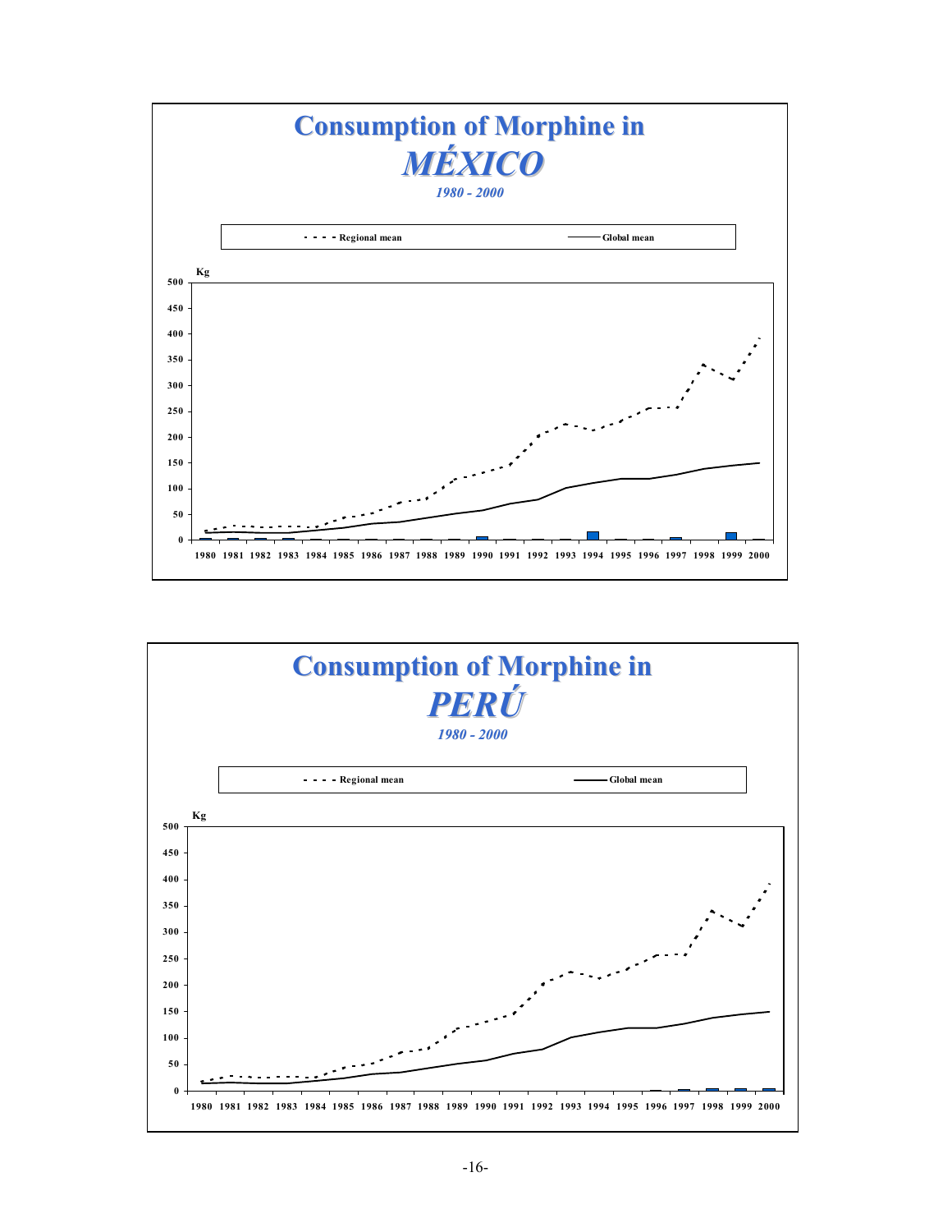## Consumption of Morphine in *MÉXICO*

*1980 - 2000*

- - - - Regional mean ——— Global mean

Kg

500
450
400
350
300
250
200
150
100
50
0

1980 1981 1982 1983 1984 1985 1986 1987 1988 1989 1990 1991 1992 1993 1994 1995 1996 1997 1998 1999 2000

## Consumption of Morphine in *PERÚ*

*1980 - 2000*

- - - - Regional mean ——— Global mean

Kg

500
450
400
350
300
250
200
150
100
50
0

1980 1981 1982 1983 1984 1985 1986 1987 1988 1989 1990 1991 1992 1993 1994 1995 1996 1997 1998 1999 2000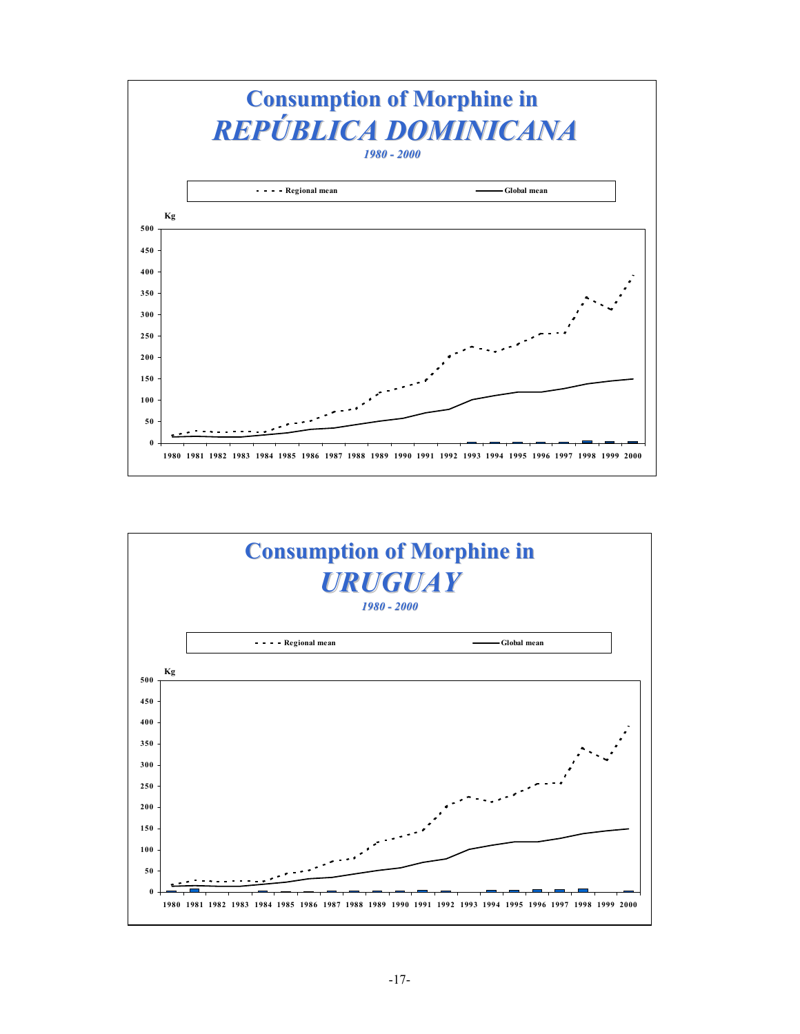## Consumption of Morphine in
## *REPÚBLICA DOMINICANA*
*1980 - 2000*

- - - - Regional mean ——— Global mean

Kg

500
450
400
350
300
250
200
150
100
50
0

1980 1981 1982 1983 1984 1985 1986 1987 1988 1989 1990 1991 1992 1993 1994 1995 1996 1997 1998 1999 2000

## Consumption of Morphine in
## *URUGUAY*
*1980 - 2000*

- - - - Regional mean ——— Global mean

Kg

500
450
400
350
300
250
200
150
100
50
0

1980 1981 1982 1983 1984 1985 1986 1987 1988 1989 1990 1991 1992 1993 1994 1995 1996 1997 1998 1999 2000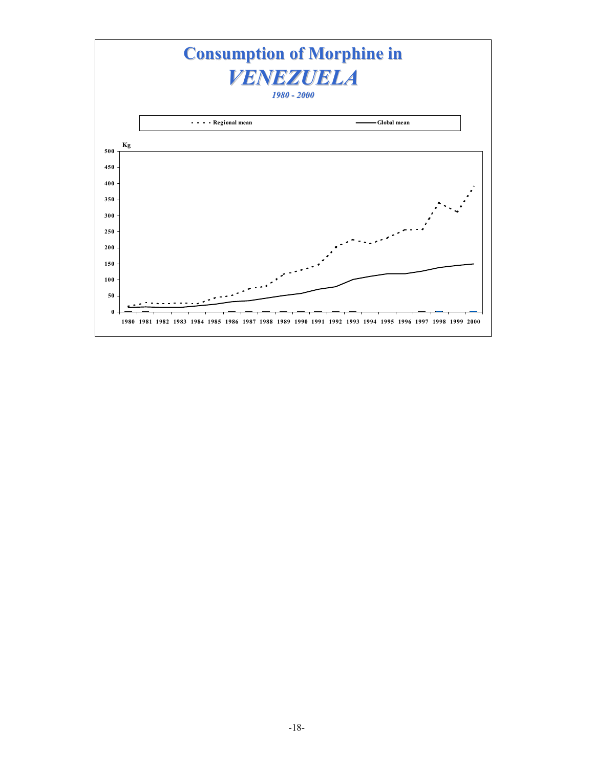# Consumption of Morphine in

## *VENEZUELA*

*1980 - 2000*

- - - - Regional mean ——— Global mean

Kg

500
450
400
350
300
250
200
150
100
50
0

1980 1981 1982 1983 1984 1985 1986 1987 1988 1989 1990 1991 1992 1993 1994 1995 1996 1997 1998 1999 2000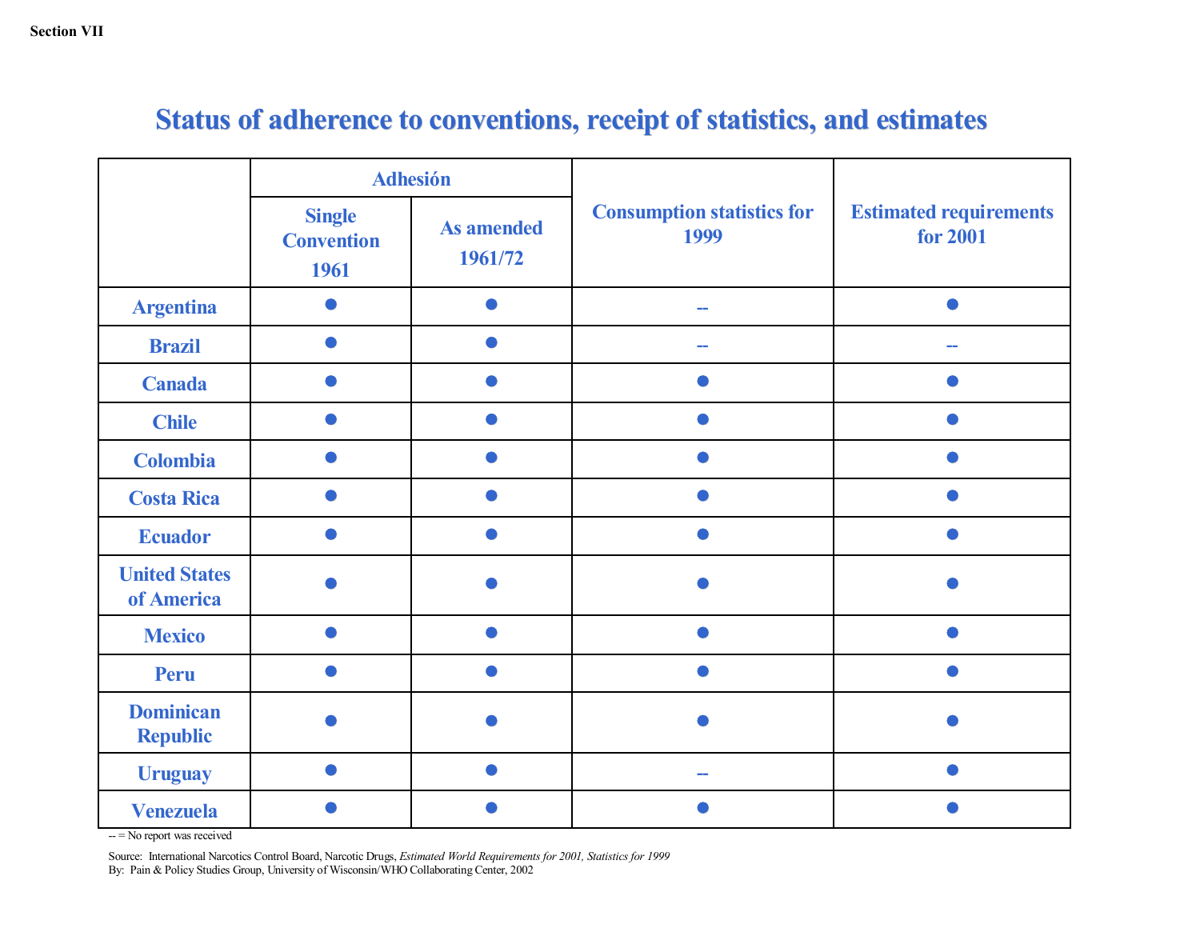Section VII

# Status of adherence to conventions, receipt of statistics, and estimates

| | Adhesión | | Consumption statistics for 1999 | Estimated requirements for 2001 |
|---|---|---|---|---|
| | Single Convention 1961 | As amended 1961/72 | | |
| Argentina | ● | ● | -- | ● |
| Brazil | ● | ● | -- | -- |
| Canada | ● | ● | ● | ● |
| Chile | ● | ● | ● | ● |
| Colombia | ● | ● | ● | ● |
| Costa Rica | ● | ● | ● | ● |
| Ecuador | ● | ● | ● | ● |
| United States of America | ● | ● | ● | ● |
| Mexico | ● | ● | ● | ● |
| Peru | ● | ● | ● | ● |
| Dominican Republic | ● | ● | ● | ● |
| Uruguay | ● | ● | -- | ● |
| Venezuela | ● | ● | ● | ● |

-- = No report was received

Source: International Narcotics Control Board, Narcotic Drugs, *Estimated World Requirements for 2001, Statistics for 1999*
By: Pain & Policy Studies Group, University of Wisconsin/WHO Collaborating Center, 2002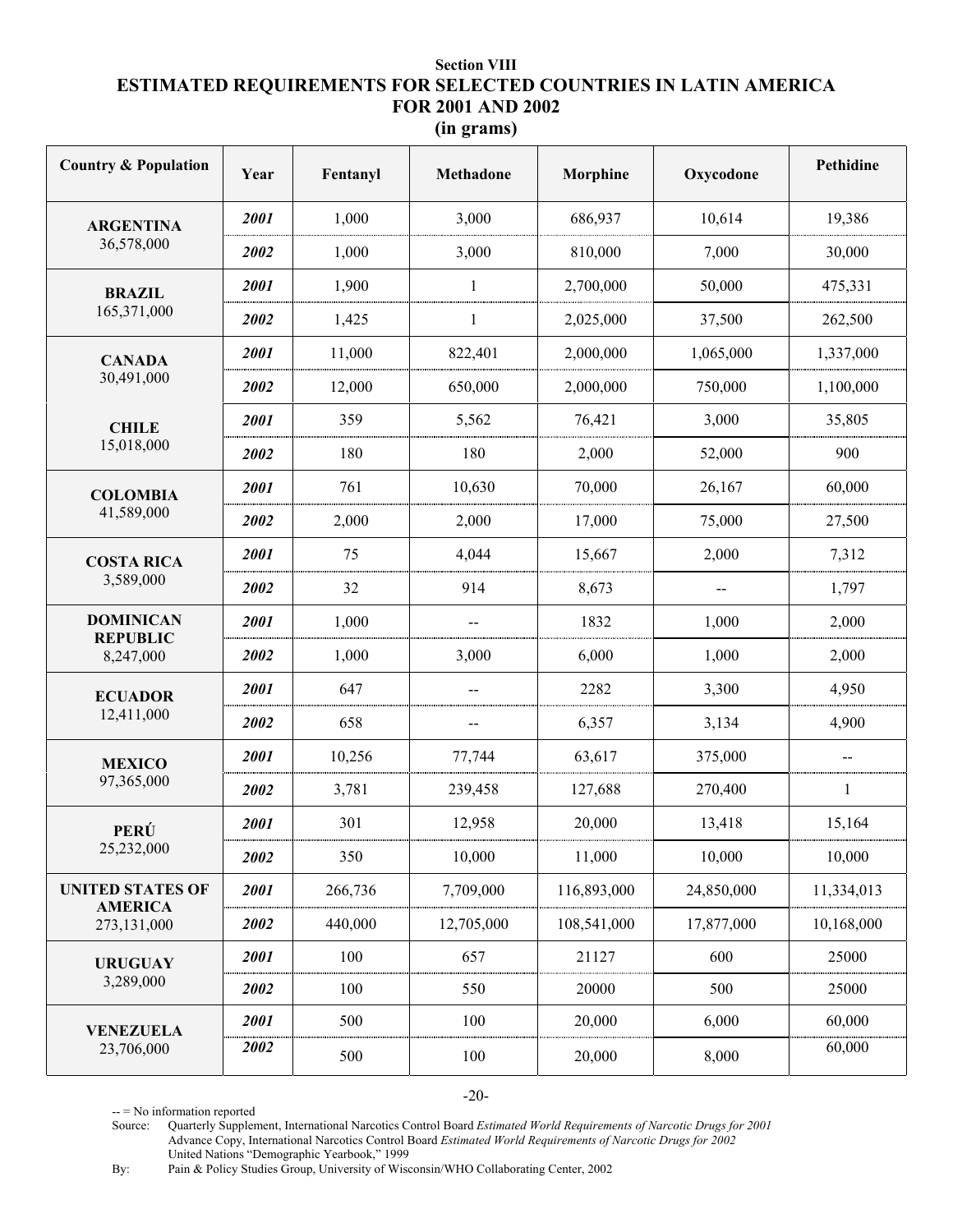**Section VIII**

# ESTIMATED REQUIREMENTS FOR SELECTED COUNTRIES IN LATIN AMERICA FOR 2001 AND 2002

**(in grams)**

| Country & Population | Year | Fentanyl | Methadone | Morphine | Oxycodone | Pethidine |
|---|---|---|---|---|---|---|
| **ARGENTINA** 36,578,000 | ***2001*** | 1,000 | 3,000 | 686,937 | 10,614 | 19,386 |
| | ***2002*** | 1,000 | 3,000 | 810,000 | 7,000 | 30,000 |
| **BRAZIL** 165,371,000 | ***2001*** | 1,900 | 1 | 2,700,000 | 50,000 | 475,331 |
| | ***2002*** | 1,425 | 1 | 2,025,000 | 37,500 | 262,500 |
| **CANADA** 30,491,000 | ***2001*** | 11,000 | 822,401 | 2,000,000 | 1,065,000 | 1,337,000 |
| | ***2002*** | 12,000 | 650,000 | 2,000,000 | 750,000 | 1,100,000 |
| **CHILE** 15,018,000 | ***2001*** | 359 | 5,562 | 76,421 | 3,000 | 35,805 |
| | ***2002*** | 180 | 180 | 2,000 | 52,000 | 900 |
| **COLOMBIA** 41,589,000 | ***2001*** | 761 | 10,630 | 70,000 | 26,167 | 60,000 |
| | ***2002*** | 2,000 | 2,000 | 17,000 | 75,000 | 27,500 |
| **COSTA RICA** 3,589,000 | ***2001*** | 75 | 4,044 | 15,667 | 2,000 | 7,312 |
| | ***2002*** | 32 | 914 | 8,673 | -- | 1,797 |
| **DOMINICAN REPUBLIC** 8,247,000 | ***2001*** | 1,000 | -- | 1832 | 1,000 | 2,000 |
| | ***2002*** | 1,000 | 3,000 | 6,000 | 1,000 | 2,000 |
| **ECUADOR** 12,411,000 | ***2001*** | 647 | -- | 2282 | 3,300 | 4,950 |
| | ***2002*** | 658 | -- | 6,357 | 3,134 | 4,900 |
| **MEXICO** 97,365,000 | ***2001*** | 10,256 | 77,744 | 63,617 | 375,000 | -- |
| | ***2002*** | 3,781 | 239,458 | 127,688 | 270,400 | 1 |
| **PERÚ** 25,232,000 | ***2001*** | 301 | 12,958 | 20,000 | 13,418 | 15,164 |
| | ***2002*** | 350 | 10,000 | 11,000 | 10,000 | 10,000 |
| **UNITED STATES OF AMERICA** 273,131,000 | ***2001*** | 266,736 | 7,709,000 | 116,893,000 | 24,850,000 | 11,334,013 |
| | ***2002*** | 440,000 | 12,705,000 | 108,541,000 | 17,877,000 | 10,168,000 |
| **URUGUAY** 3,289,000 | ***2001*** | 100 | 657 | 21127 | 600 | 25000 |
| | ***2002*** | 100 | 550 | 20000 | 500 | 25000 |
| **VENEZUELA** 23,706,000 | ***2001*** | 500 | 100 | 20,000 | 6,000 | 60,000 |
| | ***2002*** | 500 | 100 | 20,000 | 8,000 | 60,000 |

-- = No information reported

Source: Quarterly Supplement, International Narcotics Control Board *Estimated World Requirements of Narcotic Drugs for 2001*
Advance Copy, International Narcotics Control Board *Estimated World Requirements of Narcotic Drugs for 2002*
United Nations "Demographic Yearbook," 1999

By: Pain & Policy Studies Group, University of Wisconsin/WHO Collaborating Center, 2002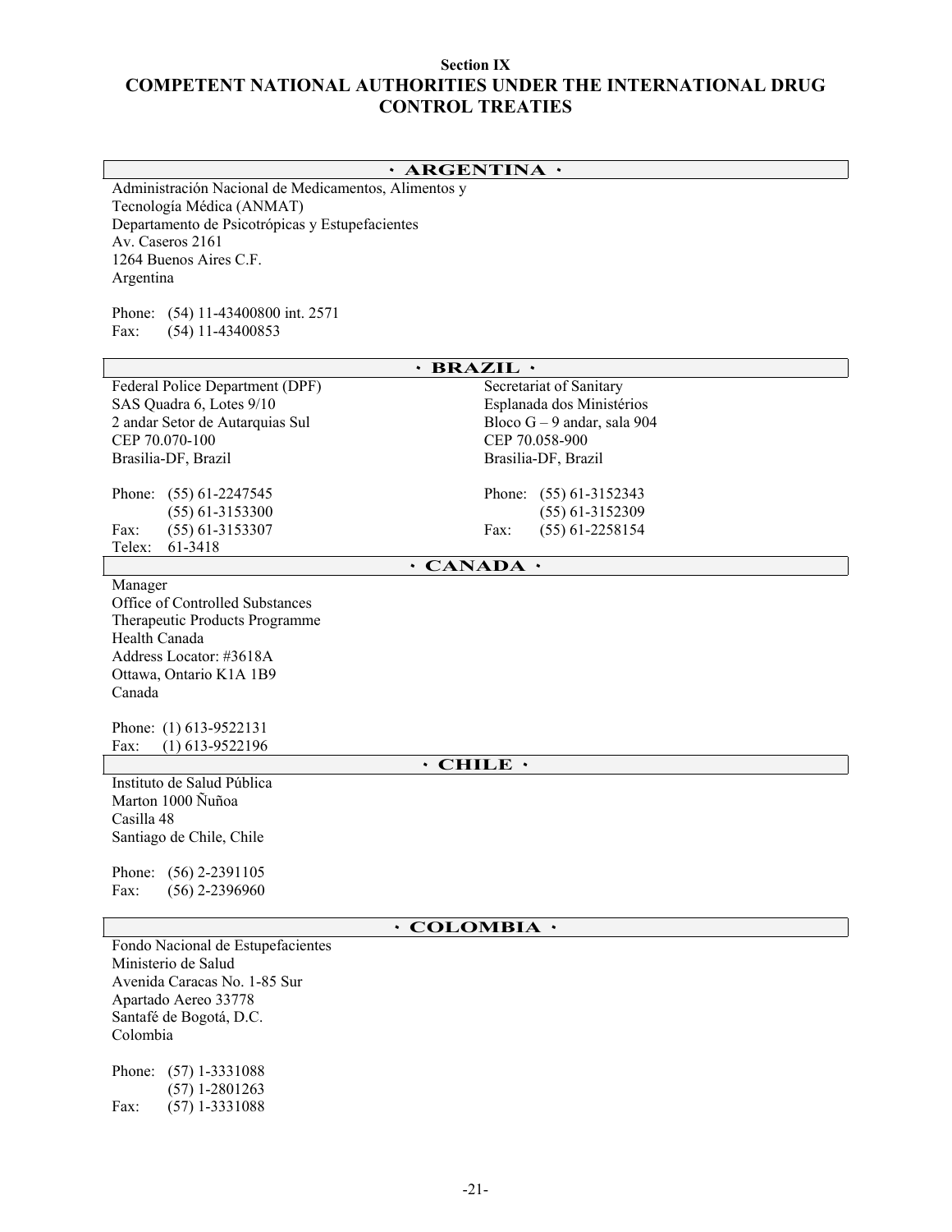**Section IX**

# COMPETENT NATIONAL AUTHORITIES UNDER THE INTERNATIONAL DRUG CONTROL TREATIES

## · ARGENTINA ·

Administración Nacional de Medicamentos, Alimentos y Tecnología Médica (ANMAT)
Departamento de Psicotrópicas y Estupefacientes
Av. Caseros 2161
1264 Buenos Aires C.F.
Argentina

Phone: (54) 11-43400800 int. 2571
Fax: (54) 11-43400853

## · BRAZIL ·

Federal Police Department (DPF)
SAS Quadra 6, Lotes 9/10
2 andar Setor de Autarquias Sul
CEP 70.070-100
Brasilia-DF, Brazil

Phone: (55) 61-2247545
(55) 61-3153300
Fax: (55) 61-3153307
Telex: 61-3418

Secretariat of Sanitary
Esplanada dos Ministérios
Bloco G – 9 andar, sala 904
CEP 70.058-900
Brasilia-DF, Brazil

Phone: (55) 61-3152343
(55) 61-3152309
Fax: (55) 61-2258154

## · CANADA ·

Manager
Office of Controlled Substances
Therapeutic Products Programme
Health Canada
Address Locator: #3618A
Ottawa, Ontario K1A 1B9
Canada

Phone: (1) 613-9522131
Fax: (1) 613-9522196

## · CHILE ·

Instituto de Salud Pública
Marton 1000 Ñuñoa
Casilla 48
Santiago de Chile, Chile

Phone: (56) 2-2391105
Fax: (56) 2-2396960

## · COLOMBIA ·

Fondo Nacional de Estupefacientes
Ministerio de Salud
Avenida Caracas No. 1-85 Sur
Apartado Aereo 33778
Santafé de Bogotá, D.C.
Colombia

Phone: (57) 1-3331088
(57) 1-2801263
Fax: (57) 1-3331088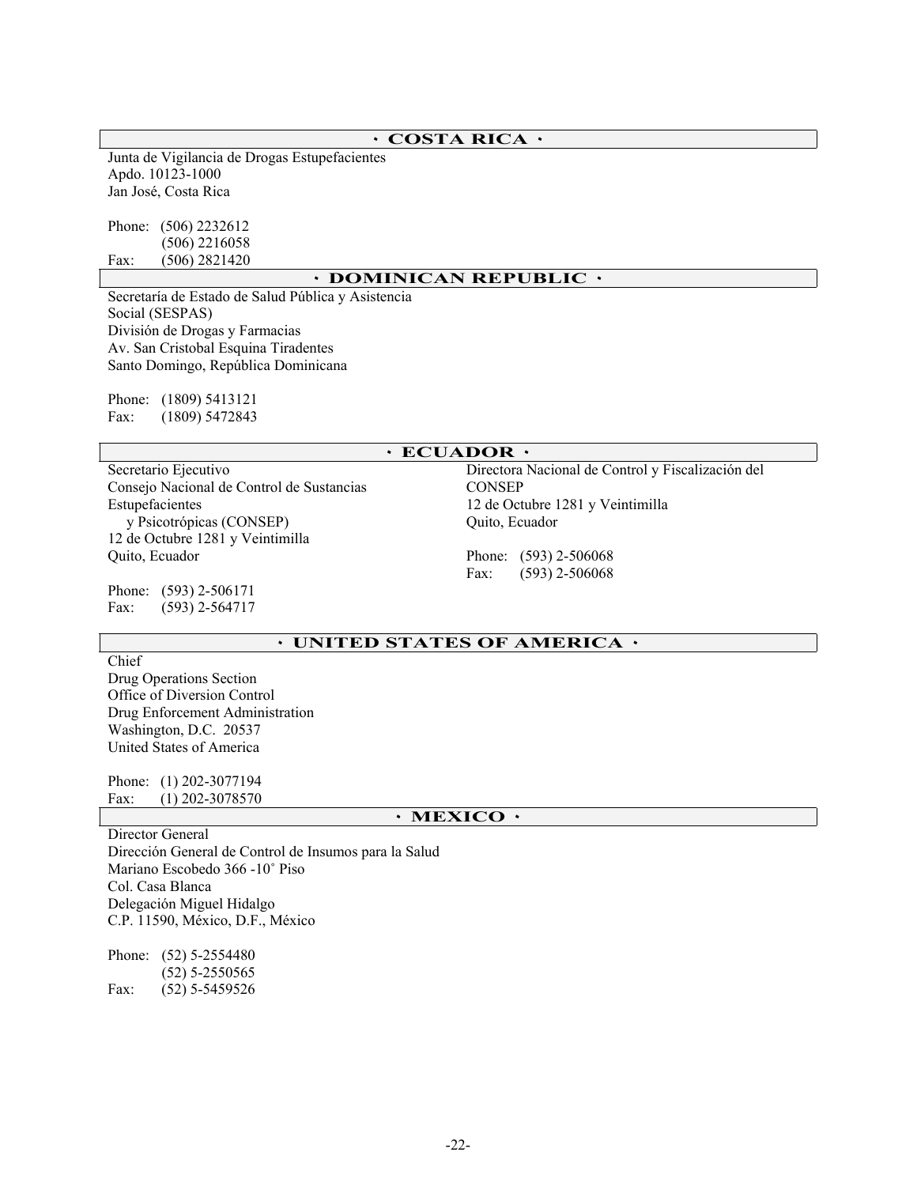## · COSTA RICA ·

Junta de Vigilancia de Drogas Estupefacientes
Apdo. 10123-1000
Jan José, Costa Rica

Phone: (506) 2232612
(506) 2216058
Fax: (506) 2821420

## · DOMINICAN REPUBLIC ·

Secretaría de Estado de Salud Pública y Asistencia Social (SESPAS)
División de Drogas y Farmacias
Av. San Cristobal Esquina Tiradentes
Santo Domingo, República Dominicana

Phone: (1809) 5413121
Fax: (1809) 5472843

## · ECUADOR ·

Secretario Ejecutivo
Consejo Nacional de Control de Sustancias Estupefacientes y Psicotrópicas (CONSEP)
12 de Octubre 1281 y Veintimilla
Quito, Ecuador

Phone: (593) 2-506171
Fax: (593) 2-564717

Directora Nacional de Control y Fiscalización del CONSEP
12 de Octubre 1281 y Veintimilla
Quito, Ecuador

Phone: (593) 2-506068
Fax: (593) 2-506068

## · UNITED STATES OF AMERICA ·

Chief
Drug Operations Section
Office of Diversion Control
Drug Enforcement Administration
Washington, D.C. 20537
United States of America

Phone: (1) 202-3077194
Fax: (1) 202-3078570

## · MEXICO ·

Director General
Dirección General de Control de Insumos para la Salud
Mariano Escobedo 366 -10° Piso
Col. Casa Blanca
Delegación Miguel Hidalgo
C.P. 11590, México, D.F., México

Phone: (52) 5-2554480
(52) 5-2550565
Fax: (52) 5-5459526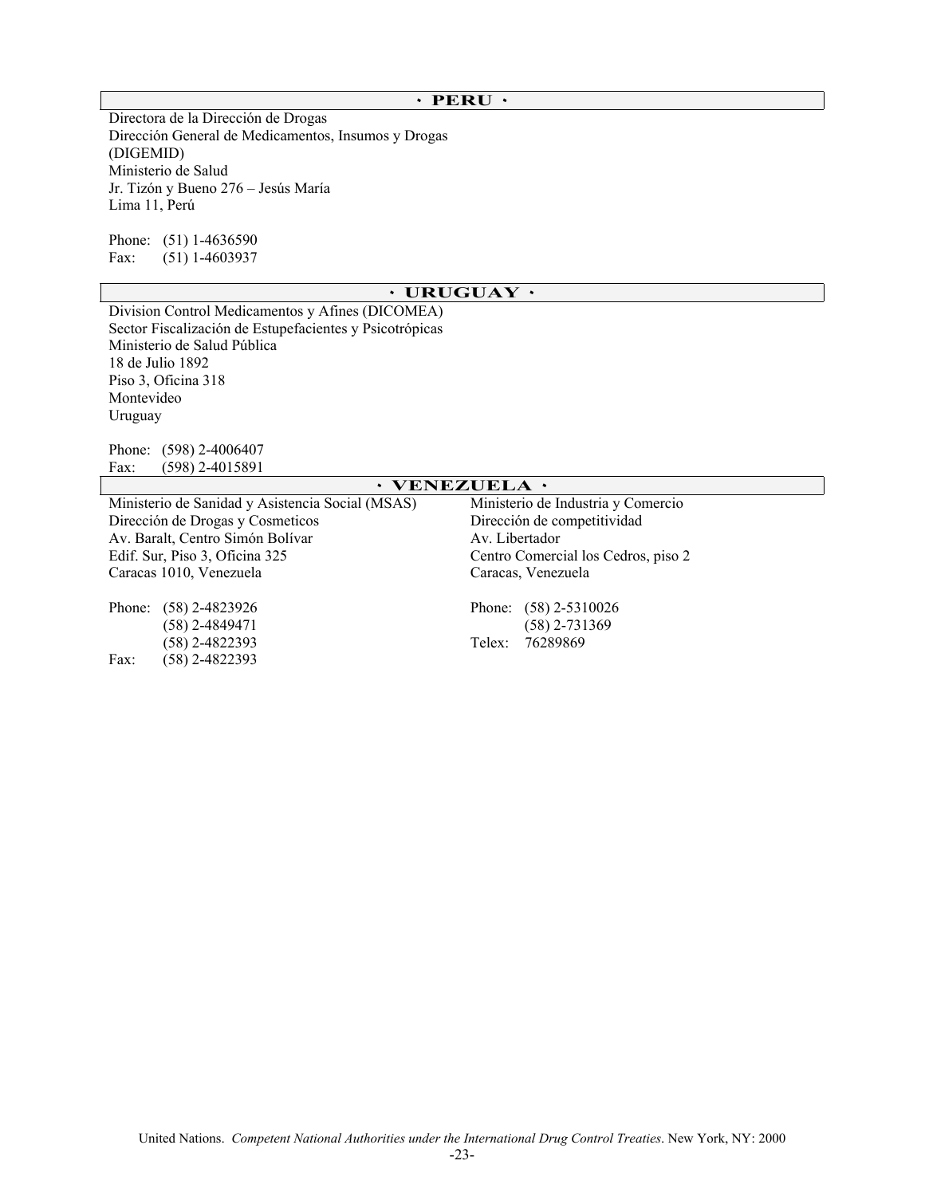## · PERU ·

Directora de la Dirección de Drogas
Dirección General de Medicamentos, Insumos y Drogas
(DIGEMID)
Ministerio de Salud
Jr. Tizón y Bueno 276 – Jesús María
Lima 11, Perú

Phone: (51) 1-4636590
Fax: (51) 1-4603937

## · URUGUAY ·

Division Control Medicamentos y Afines (DICOMEA)
Sector Fiscalización de Estupefacientes y Psicotrópicas
Ministerio de Salud Pública
18 de Julio 1892
Piso 3, Oficina 318
Montevideo
Uruguay

Phone: (598) 2-4006407
Fax: (598) 2-4015891

## · VENEZUELA ·

Ministerio de Sanidad y Asistencia Social (MSAS)
Dirección de Drogas y Cosmeticos
Av. Baralt, Centro Simón Bolívar
Edif. Sur, Piso 3, Oficina 325
Caracas 1010, Venezuela

Phone: (58) 2-4823926
(58) 2-4849471
(58) 2-4822393
Fax: (58) 2-4822393

Ministerio de Industria y Comercio
Dirección de competitividad
Av. Libertador
Centro Comercial los Cedros, piso 2
Caracas, Venezuela

Phone: (58) 2-5310026
(58) 2-731369
Telex: 76289869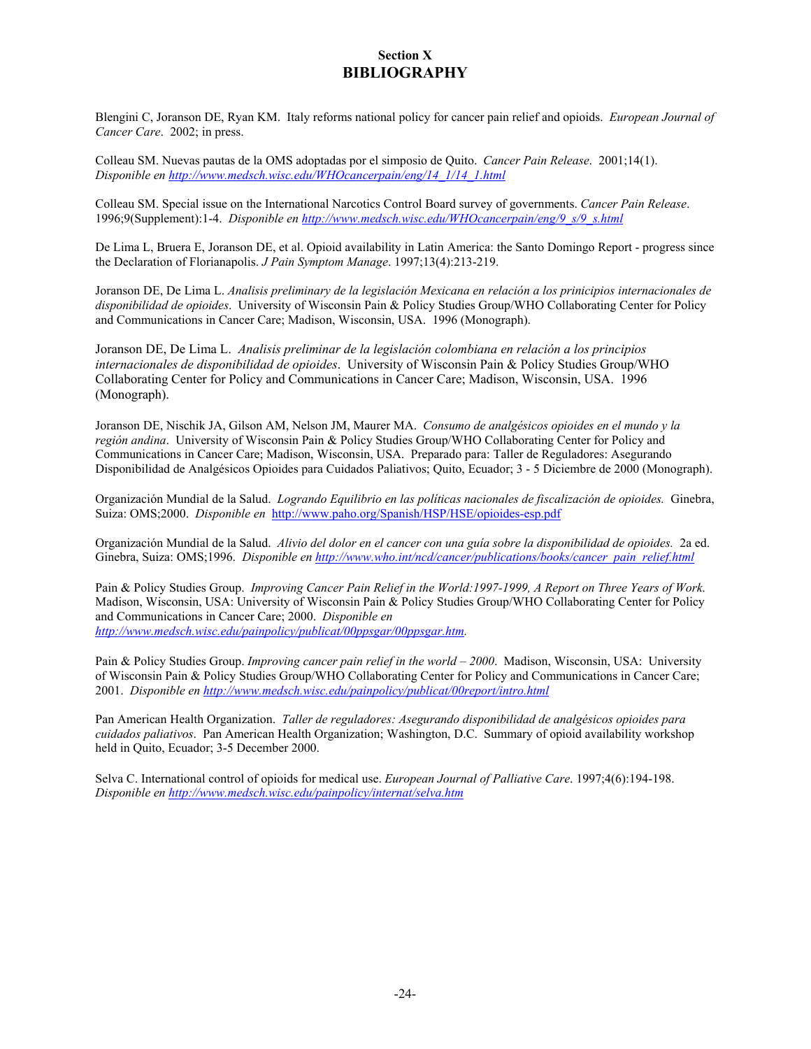## Section X
# BIBLIOGRAPHY

Blengini C, Joranson DE, Ryan KM. Italy reforms national policy for cancer pain relief and opioids. *European Journal of Cancer Care*. 2002; in press.

Colleau SM. Nuevas pautas de la OMS adoptadas por el simposio de Quito. *Cancer Pain Release*. 2001;14(1). *Disponible en http://www.medsch.wisc.edu/WHOcancerpain/eng/14_1/14_1.html*

Colleau SM. Special issue on the International Narcotics Control Board survey of governments. *Cancer Pain Release*. 1996;9(Supplement):1-4. *Disponible en http://www.medsch.wisc.edu/WHOcancerpain/eng/9_s/9_s.html*

De Lima L, Bruera E, Joranson DE, et al. Opioid availability in Latin America: the Santo Domingo Report - progress since the Declaration of Florianapolis. *J Pain Symptom Manage*. 1997;13(4):213-219.

Joranson DE, De Lima L. *Analisis preliminary de la legislación Mexicana en relación a los prinicipios internacionales de disponibilidad de opioides*. University of Wisconsin Pain & Policy Studies Group/WHO Collaborating Center for Policy and Communications in Cancer Care; Madison, Wisconsin, USA. 1996 (Monograph).

Joranson DE, De Lima L. *Analisis preliminar de la legislación colombiana en relación a los principios internacionales de disponibilidad de opioides*. University of Wisconsin Pain & Policy Studies Group/WHO Collaborating Center for Policy and Communications in Cancer Care; Madison, Wisconsin, USA. 1996 (Monograph).

Joranson DE, Nischik JA, Gilson AM, Nelson JM, Maurer MA. *Consumo de analgésicos opioides en el mundo y la región andina*. University of Wisconsin Pain & Policy Studies Group/WHO Collaborating Center for Policy and Communications in Cancer Care; Madison, Wisconsin, USA. Preparado para: Taller de Reguladores: Asegurando Disponibilidad de Analgésicos Opioides para Cuidados Paliativos; Quito, Ecuador; 3 - 5 Diciembre de 2000 (Monograph).

Organización Mundial de la Salud. *Logrando Equilibrio en las políticas nacionales de fiscalización de opioides.* Ginebra, Suiza: OMS;2000. *Disponible en* http://www.paho.org/Spanish/HSP/HSE/opioides-esp.pdf

Organización Mundial de la Salud. *Alivio del dolor en el cancer con una guía sobre la disponibilidad de opioides.* 2a ed. Ginebra, Suiza: OMS;1996. *Disponible en http://www.who.int/ncd/cancer/publications/books/cancer_pain_relief.html*

Pain & Policy Studies Group. *Improving Cancer Pain Relief in the World:1997-1999, A Report on Three Years of Work.* Madison, Wisconsin, USA: University of Wisconsin Pain & Policy Studies Group/WHO Collaborating Center for Policy and Communications in Cancer Care; 2000. *Disponible en http://www.medsch.wisc.edu/painpolicy/publicat/00ppsgar/00ppsgar.htm.*

Pain & Policy Studies Group. *Improving cancer pain relief in the world – 2000*. Madison, Wisconsin, USA: University of Wisconsin Pain & Policy Studies Group/WHO Collaborating Center for Policy and Communications in Cancer Care; 2001. *Disponible en http://www.medsch.wisc.edu/painpolicy/publicat/00report/intro.html*

Pan American Health Organization. *Taller de reguladores: Asegurando disponibilidad de analgésicos opioides para cuidados paliativos*. Pan American Health Organization; Washington, D.C. Summary of opioid availability workshop held in Quito, Ecuador; 3-5 December 2000.

Selva C. International control of opioids for medical use. *European Journal of Palliative Care*. 1997;4(6):194-198. *Disponible en http://www.medsch.wisc.edu/painpolicy/internat/selva.htm*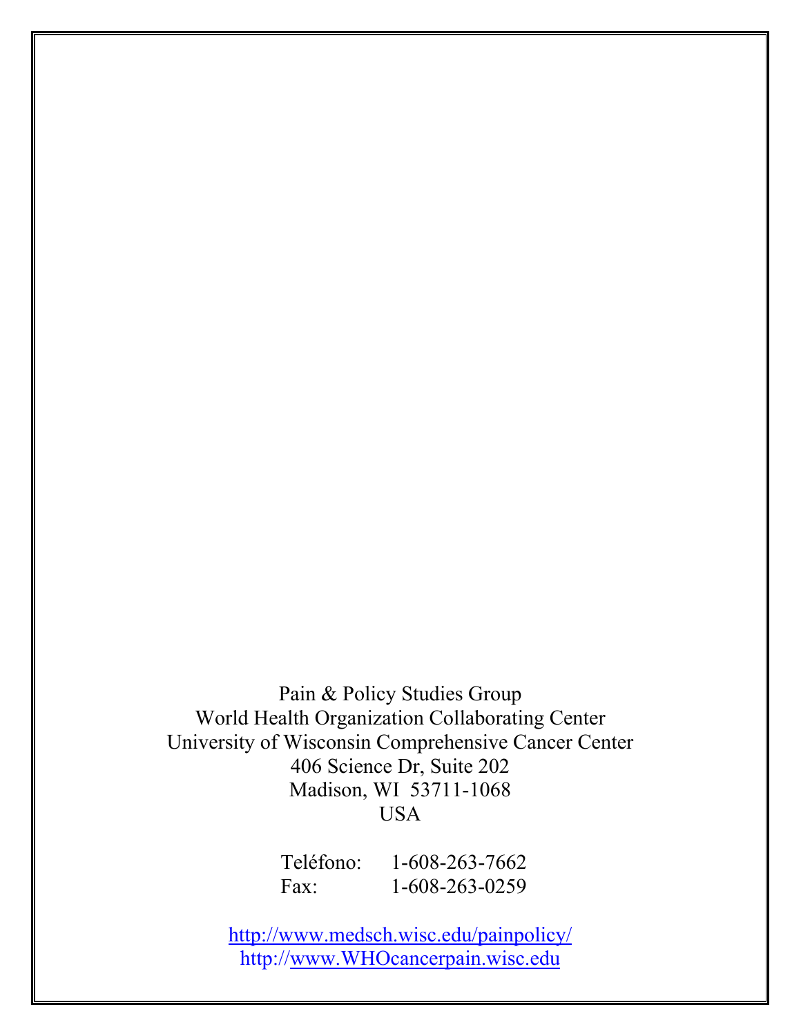Pain & Policy Studies Group
World Health Organization Collaborating Center
University of Wisconsin Comprehensive Cancer Center
406 Science Dr, Suite 202
Madison, WI 53711-1068
USA

Teléfono: 1-608-263-7662
Fax: 1-608-263-0259

http://www.medsch.wisc.edu/painpolicy/
http://www.WHOcancerpain.wisc.edu